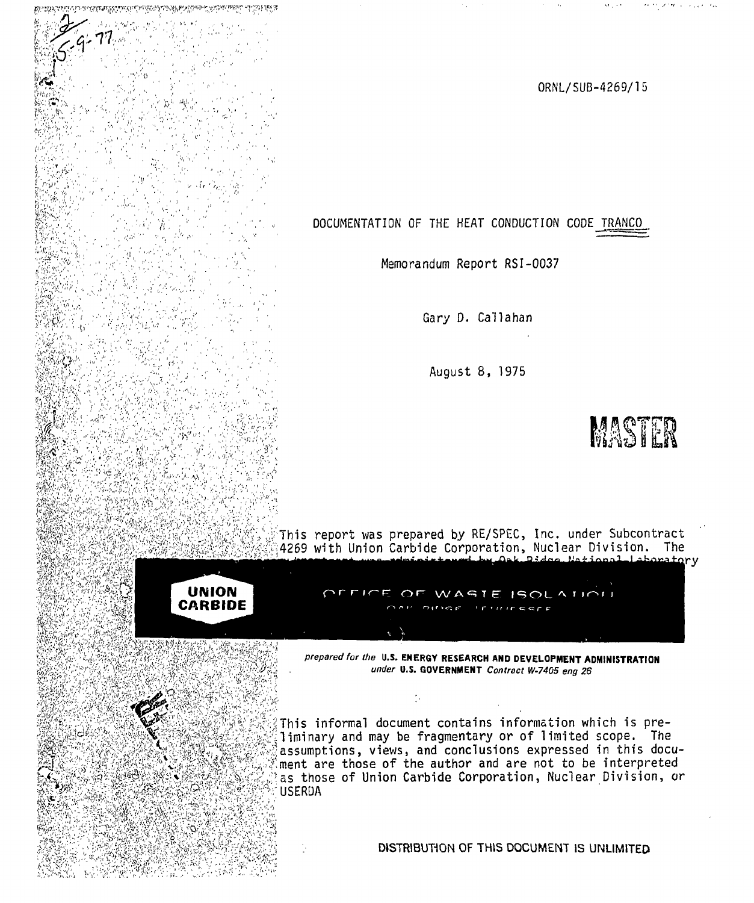ORNL/SUB-4269/15

# DOCUMENTATION OF THE HEAT CONDUCTION CODE TRANCO

Memorandum Report RSI-0037

Gary D. Callahan

August 8, 1975

MASTER

This report was prepared by RE/SPEC, Inc. under Subcontract 4269 with Union Carbide Corporation, Nuclear Division. The subcontract was administered by Oak Ridge National Laboratory

UNION CARBIDE

OFFICE OF WASTE ISOLATION

OAK RIDGE, TENNESSEE

*prepared for the* **U.S. ENERGY RESEARCH AND DEVELOPMENT ADMINISTRATION** *under* **U.S. GOVERNMENT** *Contract W-7405 eng 26*

This informal document contains information which is preliminary and may be fragmentary or of limited scope. The assumptions, views, and conclusions expressed in this document are those of the author and are not to be interpreted as those of Union Carbide Corporation, Nuclear Division, or USERDA

DISTRIBUTION OF THIS DOCUMENT IS UNLIMITED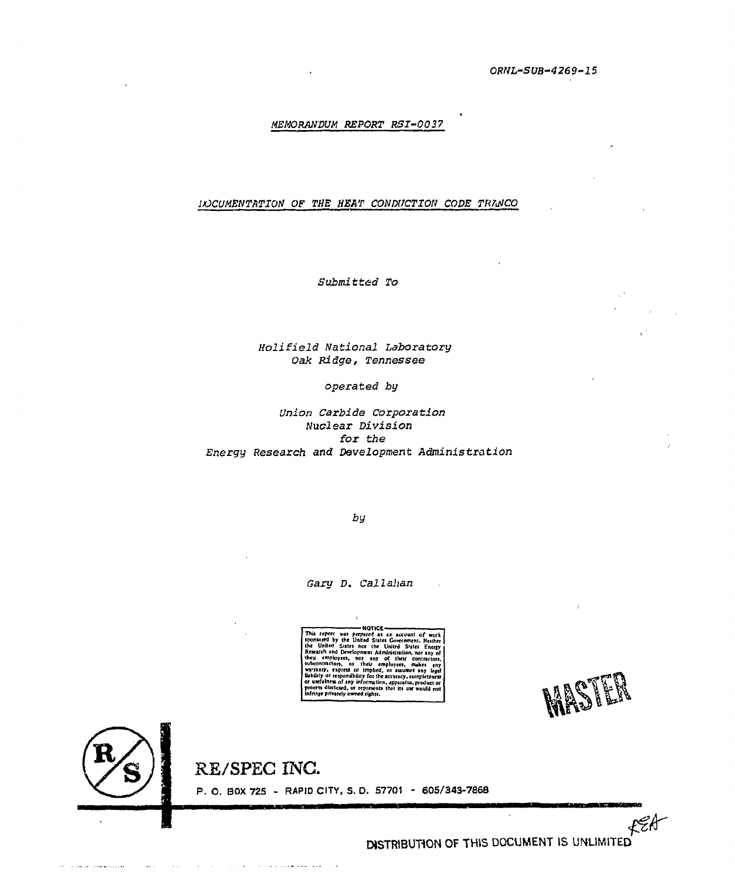ORNL-SUB-4269-15

MEMORANDUM REPORT RSI-0037

# DOCUMENTATION OF THE HEAT CONDUCTION CODE TRANCO

*Submitted To*

*Holifield National Laboratory*
*Oak Ridge, Tennessee*

*operated by*

*Union Carbide Corporation*
*Nuclear Division*
*for the*
*Energy Research and Development Administration*

*by*

*Gary D. Callahan*

NOTICE
This report was prepared as an account of work sponsored by the United States Government. Neither the United States nor the United States Energy Research and Development Administration, nor any of their employees, nor any of their contractors, subcontractors, or their employees, makes any warranty, express or implied, or assumes any legal liability or responsibility for the accuracy, completeness or usefulness of any information, apparatus, product or process disclosed, or represents that its use would not infringe privately owned rights.

MASTER

RE/SPEC INC.

P. O. BOX 725 - RAPID CITY, S. D. 57701 - 605/343-7868

DISTRIBUTION OF THIS DOCUMENT IS UNLIMITED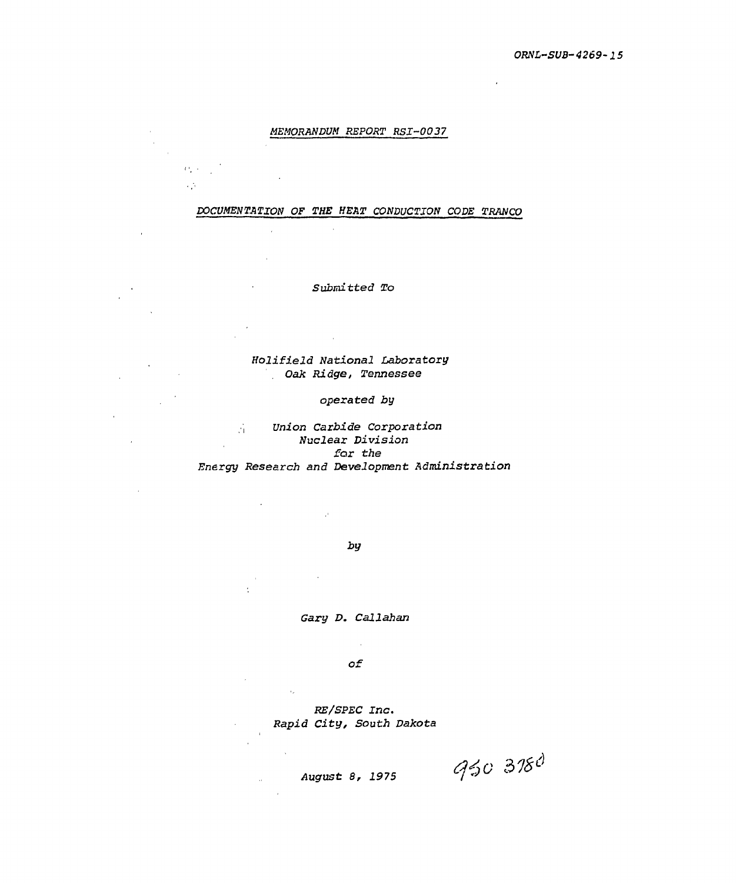ORNL-SUB-4269-15

MEMORANDUM REPORT RSI-0037

# DOCUMENTATION OF THE HEAT CONDUCTION CODE TRANCO

*Submitted To*

*Holifield National Laboratory*
*Oak Ridge, Tennessee*

*operated by*

*Union Carbide Corporation*
*Nuclear Division*
*for the*
*Energy Research and Development Administration*

*by*

*Gary D. Callahan*

*of*

*RE/SPEC Inc.*
*Rapid City, South Dakota*

*August 8, 1975*

950 3780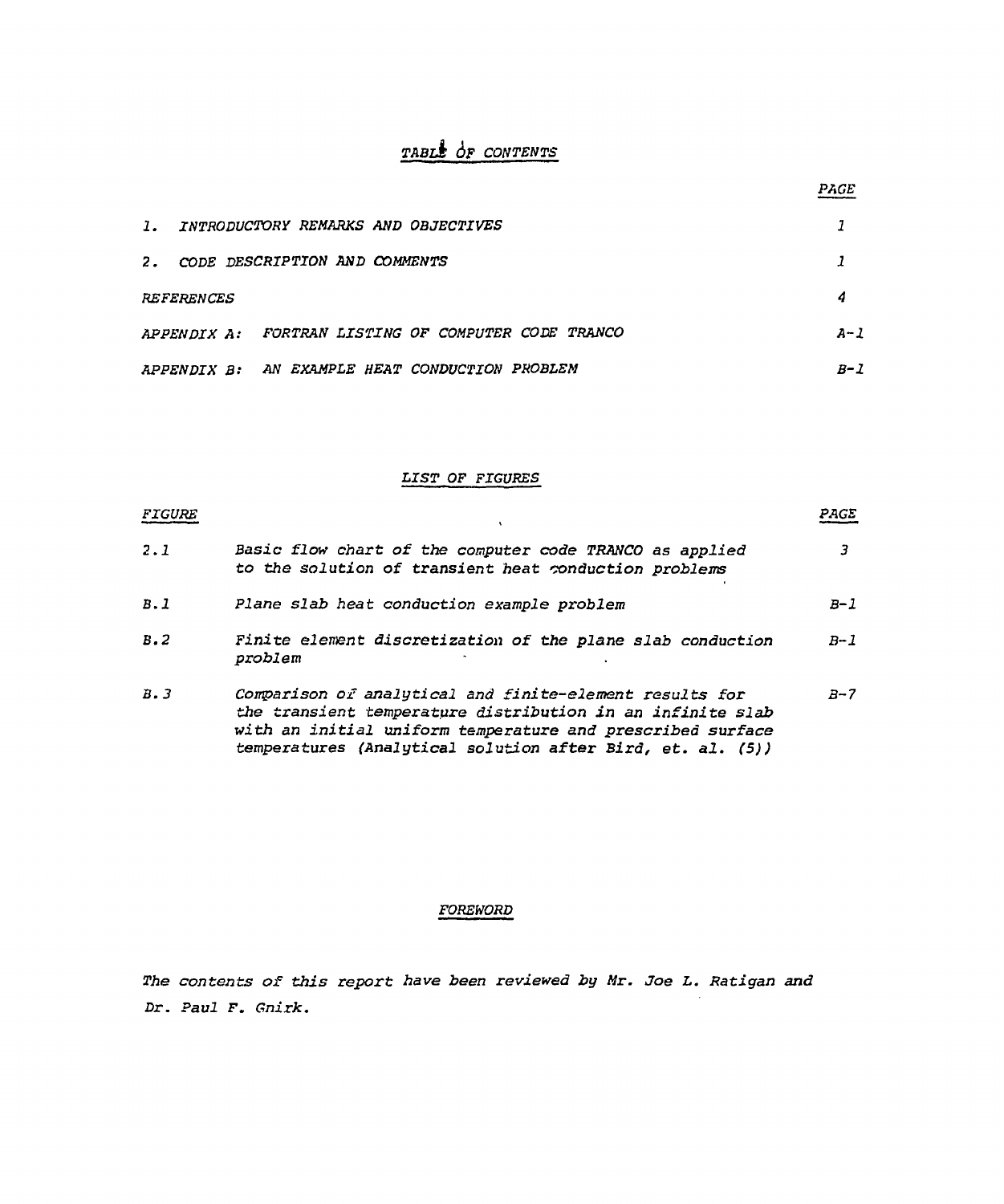# TABLE OF CONTENTS

| | PAGE |
|---|---|
| 1. INTRODUCTORY REMARKS AND OBJECTIVES | 1 |
| 2. CODE DESCRIPTION AND COMMENTS | 1 |
| REFERENCES | 4 |
| APPENDIX A: FORTRAN LISTING OF COMPUTER CODE TRANCO | A-1 |
| APPENDIX B: AN EXAMPLE HEAT CONDUCTION PROBLEM | B-1 |

## LIST OF FIGURES

| FIGURE | | PAGE |
|---|---|---|
| 2.1 | Basic flow chart of the computer code TRANCO as applied to the solution of transient heat conduction problems | 3 |
| B.1 | Plane slab heat conduction example problem | B-1 |
| B.2 | Finite element discretization of the plane slab conduction problem | B-1 |
| B.3 | Comparison of analytical and finite-element results for the transient temperature distribution in an infinite slab with an initial uniform temperature and prescribed surface temperatures (Analytical solution after Bird, et. al. (5)) | B-7 |

## FOREWORD

The contents of this report have been reviewed by Mr. Joe L. Ratigan and Dr. Paul F. Gnirk.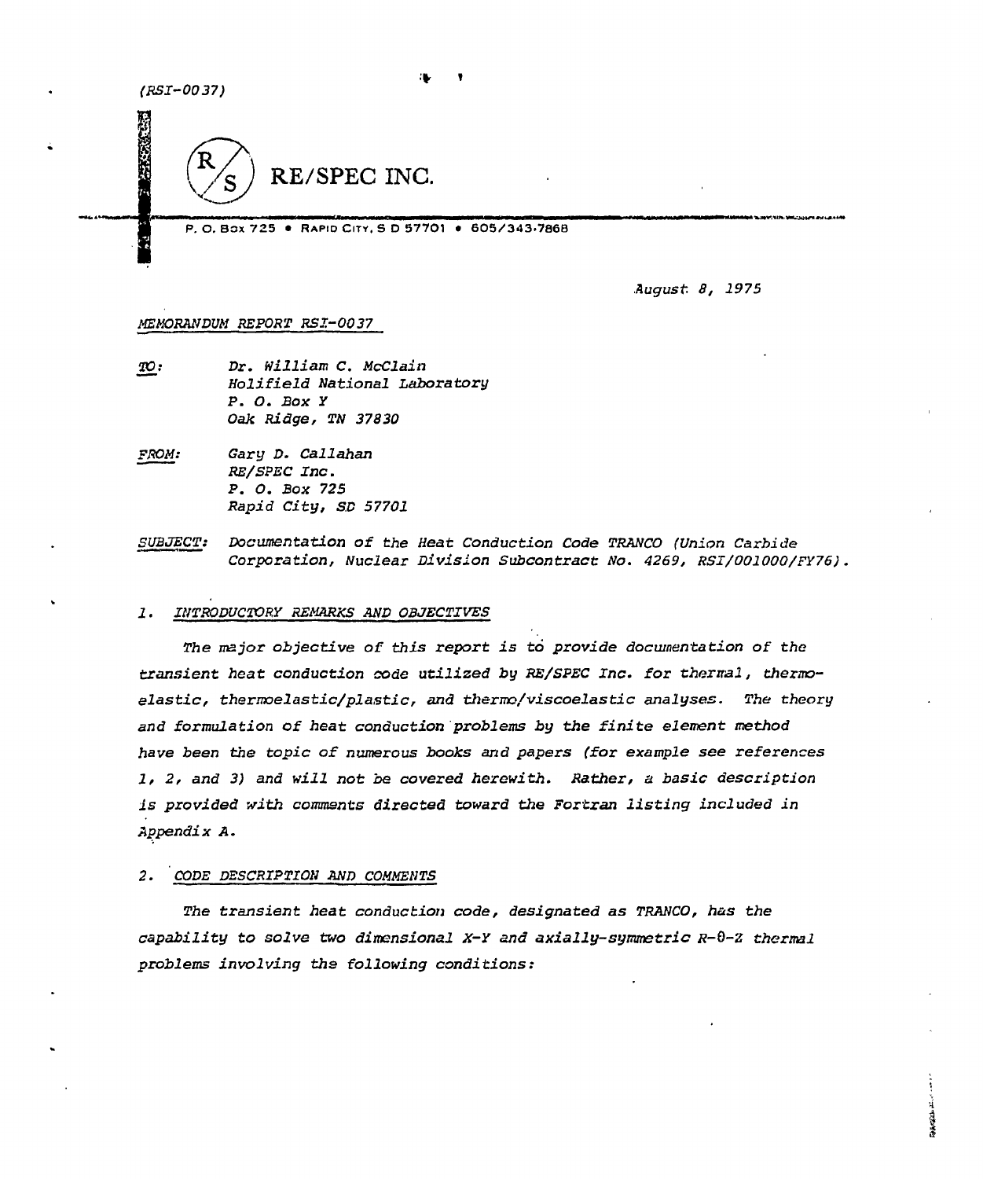(RSI-0037)

# RE/SPEC INC.

P. O. Box 725 • Rapid City, S D 57701 • 605/343-7868

*August 8, 1975*

*MEMORANDUM REPORT RSI-0037*

*TO:* Dr. William C. McClain
Holifield National Laboratory
P. O. Box Y
Oak Ridge, TN 37830

*FROM:* Gary D. Callahan
RE/SPEC Inc.
P. O. Box 725
Rapid City, SD 57701

*SUBJECT:* Documentation of the Heat Conduction Code TRANCO (Union Carbide Corporation, Nuclear Division Subcontract No. 4269, RSI/001000/FY76).

## 1. INTRODUCTORY REMARKS AND OBJECTIVES

*The major objective of this report is to provide documentation of the transient heat conduction code utilized by RE/SPEC Inc. for thermal, thermoelastic, thermoelastic/plastic, and thermo/viscoelastic analyses. The theory and formulation of heat conduction problems by the finite element method have been the topic of numerous books and papers (for example see references 1, 2, and 3) and will not be covered herewith. Rather, a basic description is provided with comments directed toward the Fortran listing included in Appendix A.*

## 2. CODE DESCRIPTION AND COMMENTS

*The transient heat conduction code, designated as TRANCO, has the capability to solve two dimensional X-Y and axially-symmetric R-θ-Z thermal problems involving the following conditions:*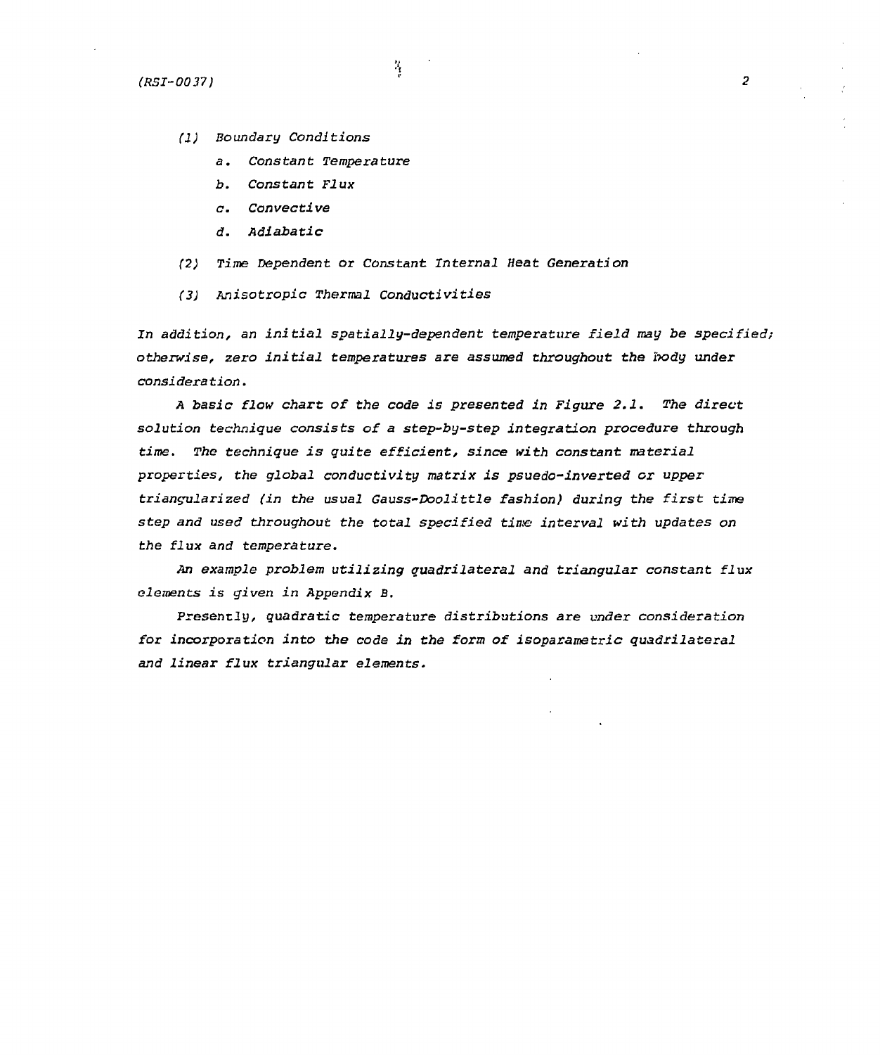(1) Boundary Conditions

    a. Constant Temperature

    b. Constant Flux

    c. Convective

    d. Adiabatic

(2) Time Dependent or Constant Internal Heat Generation

(3) Anisotropic Thermal Conductivities

In addition, an initial spatially-dependent temperature field may be specified; otherwise, zero initial temperatures are assumed throughout the body under consideration.

A basic flow chart of the code is presented in Figure 2.1. The direct solution technique consists of a step-by-step integration procedure through time. The technique is quite efficient, since with constant material properties, the global conductivity matrix is psuedo-inverted or upper triangularized (in the usual Gauss-Doolittle fashion) during the first time step and used throughout the total specified time interval with updates on the flux and temperature.

An example problem utilizing quadrilateral and triangular constant flux elements is given in Appendix B.

Presently, quadratic temperature distributions are under consideration for incorporation into the code in the form of isoparametric quadrilateral and linear flux triangular elements.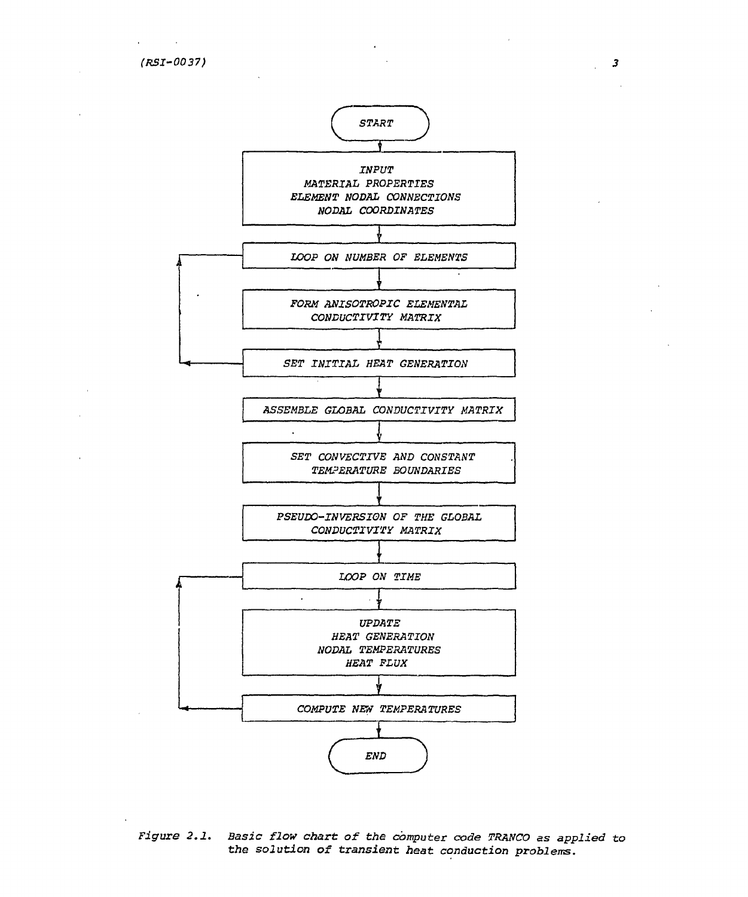START

INPUT
MATERIAL PROPERTIES
ELEMENT NODAL CONNECTIONS
NODAL COORDINATES

LOOP ON NUMBER OF ELEMENTS

FORM ANISOTROPIC ELEMENTAL CONDUCTIVITY MATRIX

SET INITIAL HEAT GENERATION

ASSEMBLE GLOBAL CONDUCTIVITY MATRIX

SET CONVECTIVE AND CONSTANT TEMPERATURE BOUNDARIES

PSEUDO-INVERSION OF THE GLOBAL CONDUCTIVITY MATRIX

LOOP ON TIME

UPDATE
HEAT GENERATION
NODAL TEMPERATURES
HEAT FLUX

COMPUTE NEW TEMPERATURES

END

*Figure 2.1. Basic flow chart of the computer code TRANCO as applied to the solution of transient heat conduction problems.*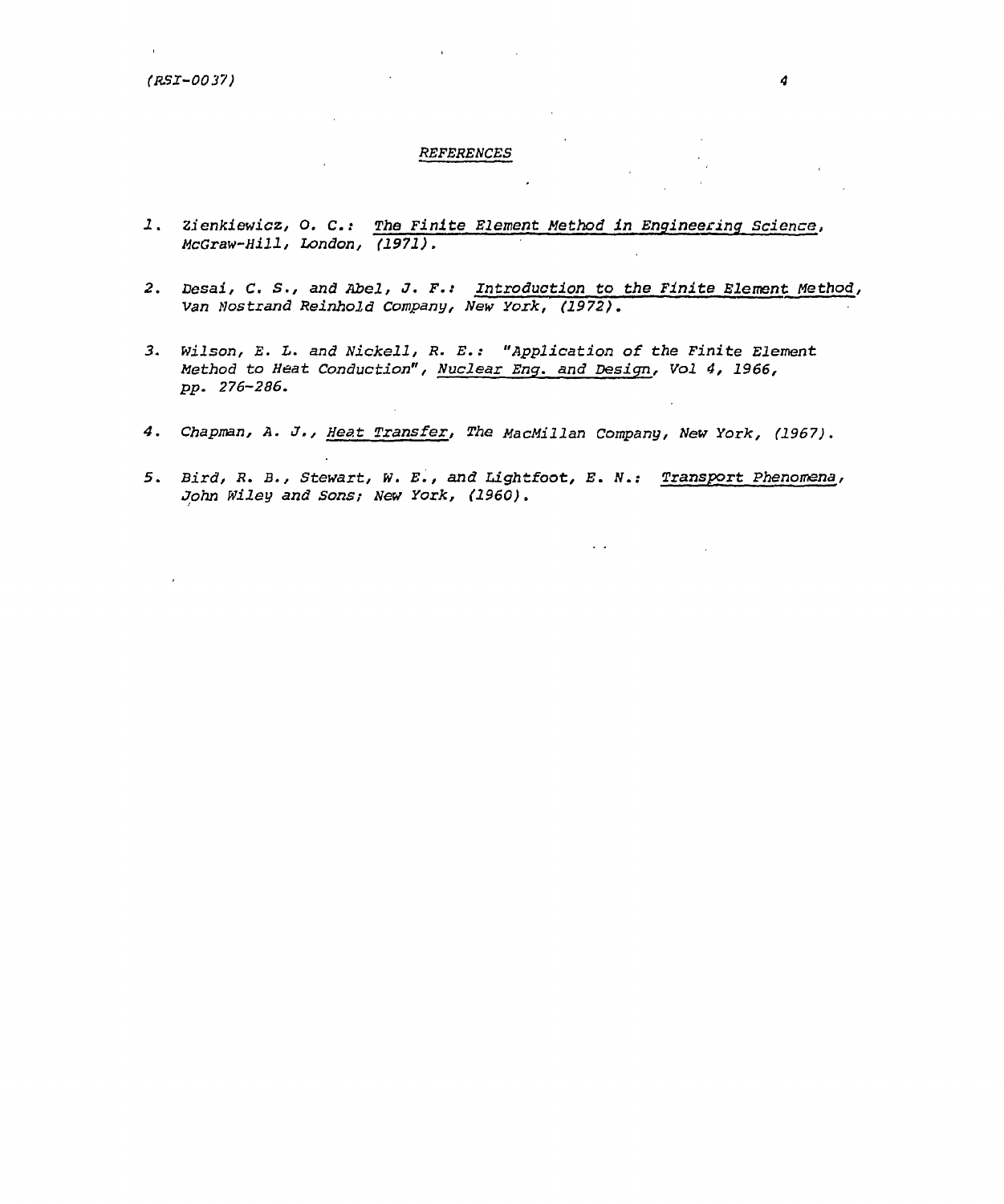## REFERENCES

1. Zienkiewicz, O. C.: The Finite Element Method in Engineering Science, McGraw-Hill, London, (1971).

2. Desai, C. S., and Abel, J. F.: Introduction to the Finite Element Method, Van Nostrand Reinhold Company, New York, (1972).

3. Wilson, E. L. and Nickell, R. E.: "Application of the Finite Element Method to Heat Conduction", Nuclear Eng. and Design, Vol 4, 1966, pp. 276-286.

4. Chapman, A. J., Heat Transfer, The MacMillan Company, New York, (1967).

5. Bird, R. B., Stewart, W. E., and Lightfoot, E. N.: Transport Phenomena, John Wiley and Sons; New York, (1960).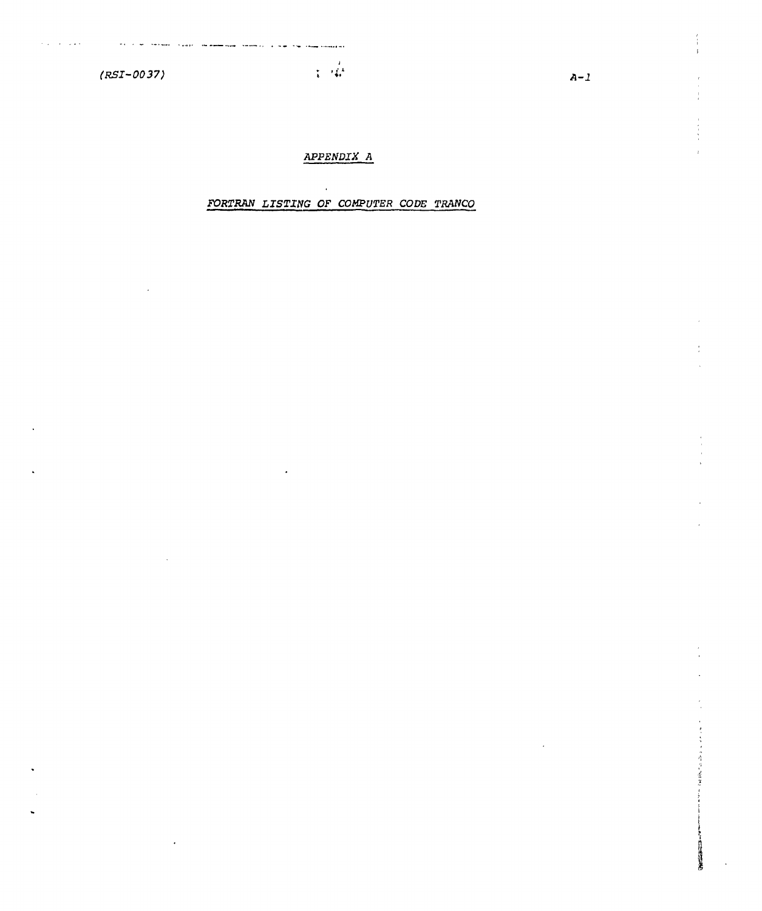# APPENDIX A

## FORTRAN LISTING OF COMPUTER CODE TRANCO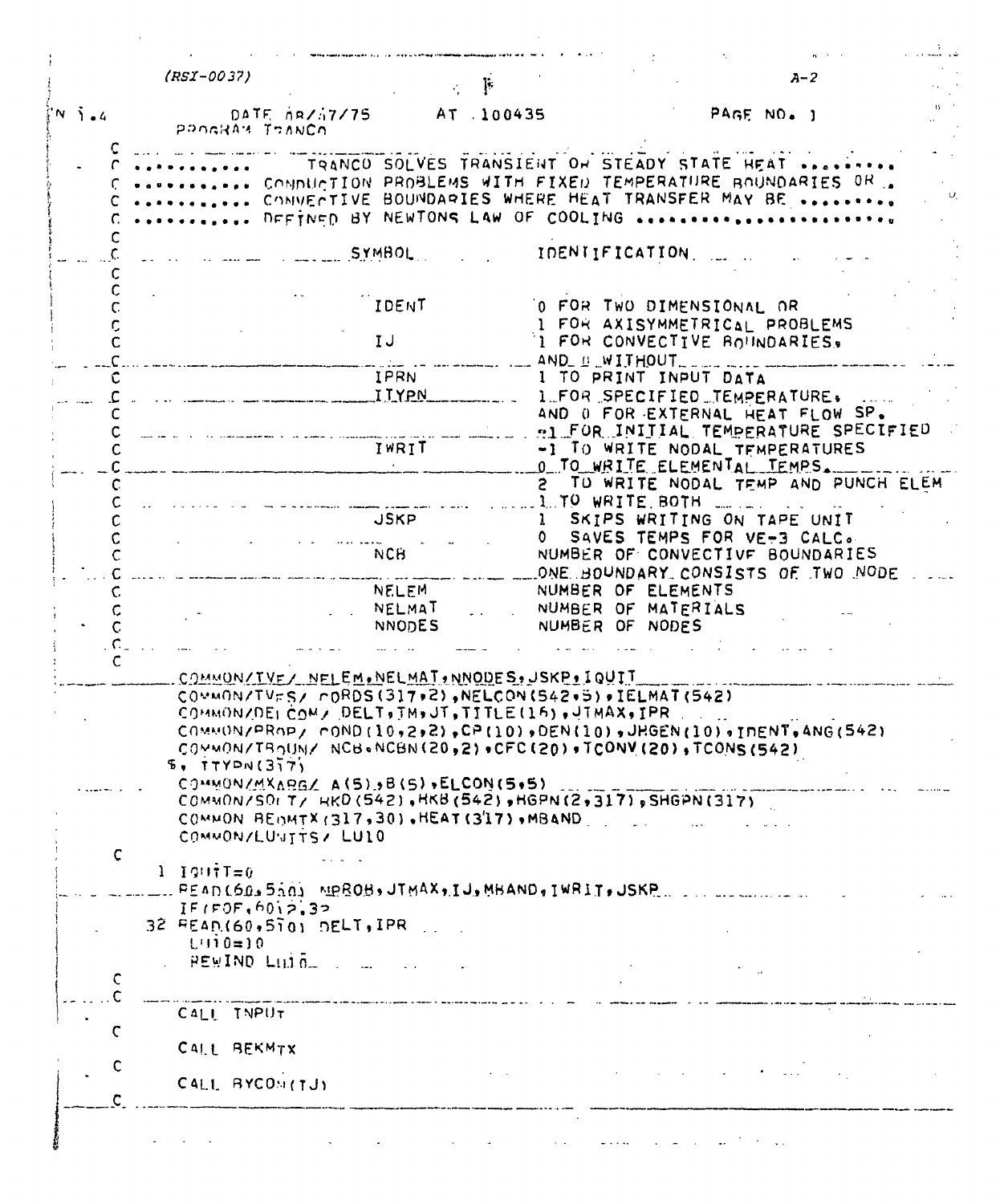```
      PROGRAM TRANCO
C ........................................................................
C ..........  TRANCO SOLVES TRANSIENT OR STEADY STATE HEAT .........
C ..........  CONDUCTION PROBLEMS WITH FIXED TEMPERATURE BOUNDARIES OR .
C ..........  CONVECTIVE BOUNDARIES WHERE HEAT TRANSFER MAY BE ........
C ..........  DEFINED BY NEWTONS LAW OF COOLING .......................
C
C                        SYMBOL            IDENTIFICATION
C
C
C                        IDENT             0 FOR TWO DIMENSIONAL OR
C                                          1 FOR AXISYMMETRICAL PROBLEMS
C                        IJ                1 FOR CONVECTIVE BOUNDARIES,
C                                          AND 0 WITHOUT
C                        IPRN              1 TO PRINT INPUT DATA
C                        ITYPN             1 FOR SPECIFIED TEMPERATURE,
C                                          AND 0 FOR EXTERNAL HEAT FLOW SP.
C                                          -1 FOR INITIAL TEMPERATURE SPECIFIED
C                        IWRIT             -1 TO WRITE NODAL TEMPERATURES
C                                          0 TO WRITE ELEMENTAL TEMPS.
C                                          2  TO WRITE NODAL TEMP AND PUNCH ELEM
C                                          1 TO WRITE BOTH
C                        JSKP              1  SKIPS WRITING ON TAPE UNIT
C                                          0  SAVES TEMPS FOR VE-3 CALC.
C                        NCB               NUMBER OF CONVECTIVE BOUNDARIES
C                                          ONE BOUNDARY CONSISTS OF TWO NODE
C                        NELEM             NUMBER OF ELEMENTS
C                        NELMAT            NUMBER OF MATERIALS
C                        NNODES            NUMBER OF NODES
C
C
      COMMON/TVE/ NELEM,NELMAT,NNODES,JSKP,IQUIT
      COMMON/TVES/ CORDS(317,2),NELCON(542,5),IELMAT(542)
      COMMON/DELCOM/ DELT,TM,JT,TITLE(16),JTMAX,IPR
      COMMON/PROP/ COND(10,2,2),CP(10),DEN(10),JHGEN(10),IDENT,ANG(542)
      COMMON/TBOUN/ NCB,NCBN(20,2),CFC(20),TCONV(20),TCONS(542)
     $, ITYPN(317)
      COMMON/MXARG/ A(5),B(5),ELCON(5,5)
      COMMON/SOLT/ HKD(542),HKB(542),HGPN(2,317),SHGPN(317)
      COMMON BEQMTX(317,30),HEAT(317),MBAND
      COMMON/LUNITS/ LU10
C
    1 IQUIT=0
      READ(60,510) NPROB,JTMAX,IJ,MBAND,IWRIT,JSKP
      IF(EOF,60)2,32
   32 READ(60,510) DELT,IPR
      LU10=10
      REWIND LU10
C
C
      CALL INPUT
C
      CALL BEKMTX
C
      CALL BYCON(IJ)
C
```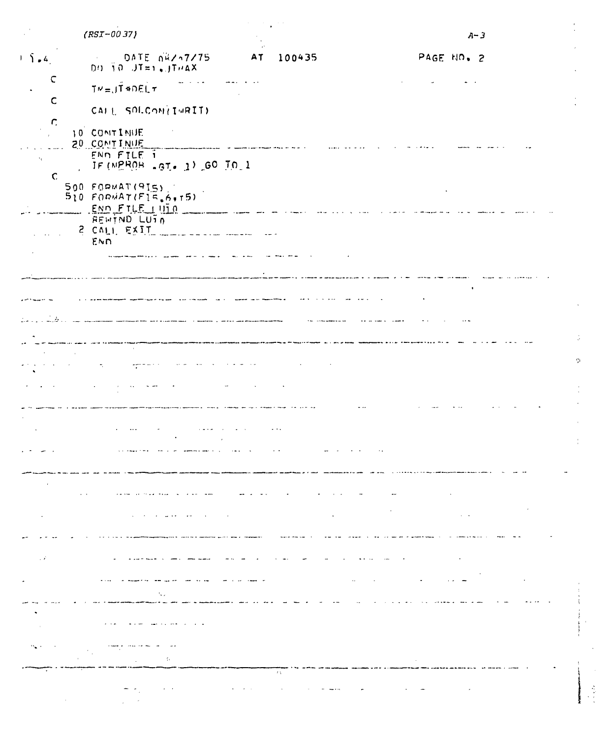(RSI-0037)

```
 1 1.4        DATE 04/07/75        AT  100435                    PAGE NO. 2
        DO 10 JT=1,JTMAX
 C
        TM=JT*DELT
 C
        CALL SOLCON(IWRIT)
 C
    10 CONTINUE
    20 CONTINUE
        END FILE 1
        IF(NPROB .GT. 1) GO TO 1
 C
   500 FORMAT(9I5)
   510 FORMAT(F15.6,I5)
        END FILE LU10
        REWIND LU10
     2 CALL EXIT
        END
```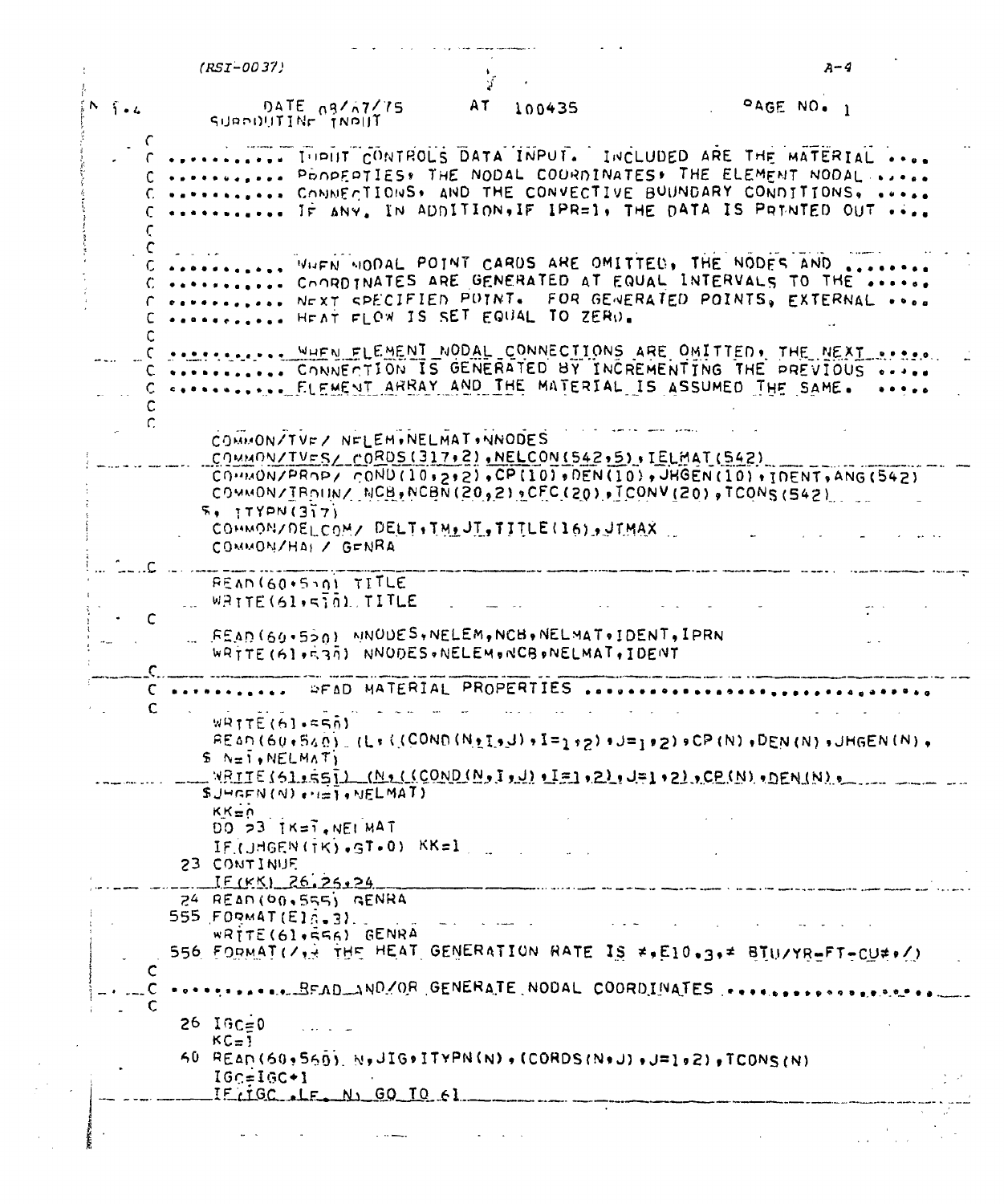```
SUBROUTINE INPUT
C
C ........... INPUT CONTROLS DATA INPUT.  INCLUDED ARE THE MATERIAL ....
C ........... PROPERTIES, THE NODAL COORDINATES, THE ELEMENT NODAL .....
C ........... CONNECTIONS, AND THE CONVECTIVE BOUNDARY CONDITIONS, .....
C ........... IF ANY. IN ADDITION,IF IPR=1, THE DATA IS PRINTED OUT ....
C
C
C ........... WHEN NODAL POINT CARDS ARE OMITTED, THE NODES AND ........
C ........... COORDINATES ARE GENERATED AT EQUAL INTERVALS TO THE ......
C ........... NEXT SPECIFIED POINT.  FOR GENERATED POINTS, EXTERNAL ....
C ........... HEAT FLOW IS SET EQUAL TO ZERO.
C
C ........... WHEN ELEMENT NODAL CONNECTIONS ARE OMITTED, THE NEXT .....
C ........... CONNECTION IS GENERATED BY INCREMENTING THE PREVIOUS .....
C ........... ELEMENT ARRAY AND THE MATERIAL IS ASSUMED THE SAME.  .....
C
C
      COMMON/TVE/ NELEM,NELMAT,NNODES
      COMMON/TVES/ CORDS(317,2),NELCON(542,5),IELMAT(542)
      COMMON/PROP/ COND(10,2,2),CP(10),DEN(10),JHGEN(10),IDENT,ANG(542)
      COMMON/IBOUN/ NCB,NCBN(20,2),CFC(20),TCONV(20),TCONS(542)
     $, ITYPN(317)
      COMMON/DELCOM/ DELT,TM,JT,TITLE(16),JTMAX
      COMMON/HAI / GENRA
C
      READ(60,510) TITLE
      WRITE(61,510) TITLE
C
      READ(60,520) NNODES,NELEM,NCB,NELMAT,IDENT,IPRN
      WRITE(61,530) NNODES,NELEM,NCB,NELMAT,IDENT
C
C ........... READ MATERIAL PROPERTIES ..............................
C
      WRITE(61,550)
      READ(60,540) (L,((COND(N,I,J),I=1,2),J=1,2),CP(N),DEN(N),JHGEN(N),
     $ N=1,NELMAT)
      WRITE(61,551) (N,((COND(N,I,J),I=1,2),J=1,2),CP(N),DEN(N),
     $JHGEN(N),N=1,NELMAT)
      KK=0
      DO 23 IK=1,NELMAT
      IF(JHGEN(IK).GT.0) KK=1
   23 CONTINUE
      IF(KK) 26,26,24
   24 READ(60,555) GENRA
  555 FORMAT(E10.3)
      WRITE(61,556) GENRA
  556 FORMAT(/,≠ THE HEAT GENERATION RATE IS ≠,E10.3,≠ BTU/YR-FT-CU≠,/)
C
C ........... READ AND/OR GENERATE NODAL COORDINATES .................
C
   26 IGC=0
      KC=1
   60 READ(60,560) N,JIG,ITYPN(N),(CORDS(N,J),J=1,2),TCONS(N)
      IGC=IGC+1
      IF(IGC .LE. N) GO TO 61
```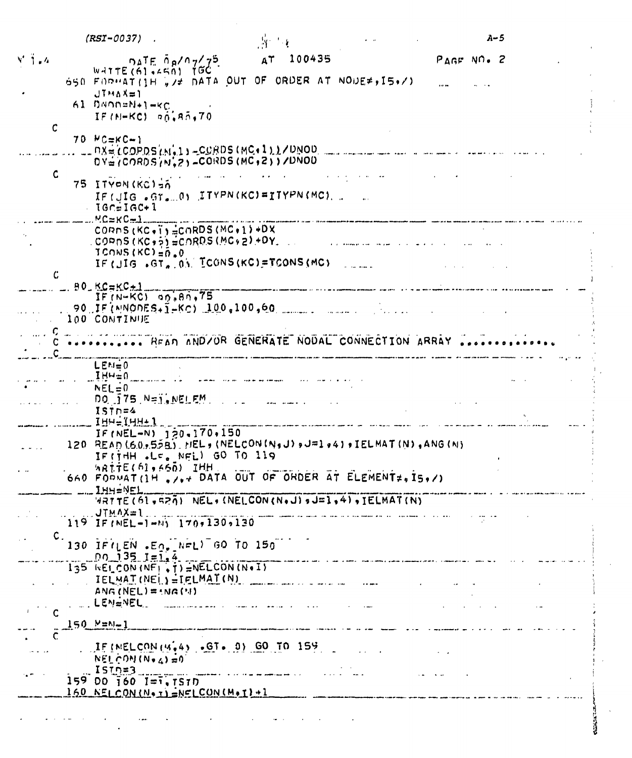```
      DATE 08/07/75      AT 100435                          PAGE NO. 2
      WRITE(61,650) IGC
  650 FORMAT(1H ,/# DATA OUT OF ORDER AT NODE#,I5,/)
      JTMAX=1
   61 DNOD=N+1-KC
      IF(N-KC) 90,85,70
C
   70 MC=KC-1
      DX=(CORDS(N,1)-CORDS(MC,1))/DNOD
      DY=(CORDS(N,2)-CORDS(MC,2))/DNOD
C
   75 ITYPN(KC)=0
      IF(JIG .GT. 0) ITYPN(KC)=ITYPN(MC)
      IGC=IGC+1
      MC=KC-1
      CORDS(KC,1)=CORDS(MC,1)+DX
      CORDS(KC,2)=CORDS(MC,2)+DY
      TCONS(KC)=0.0
      IF(JIG .GT. 0) TCONS(KC)=TCONS(MC)
C
   80 KC=KC+1
      IF(N-KC) 90,80,75
   90 IF(NNODES+1-KC) 100,100,60
  100 CONTINUE
C
C ........... READ AND/OR GENERATE NODAL CONNECTION ARRAY .............
C
      LEN=0
      IHH=0
      NEL=0
      DO 175 N=1,NELEM
      ISTD=4
      IHH=IHH+1
      IF(NEL-N) 120,170,150
  120 READ(60,558) NEL,(NELCON(N,J),J=1,4),IELMAT(N),ANG(N)
      IF(IHH .LE. NEL) GO TO 119
      WRITE(61,660) IHH
  660 FORMAT(1H ,/,+ DATA OUT OF ORDER AT ELEMENT#,I5,/)
      IHH=NEL
      WRITE(61,620) NEL,(NELCON(N,J),J=1,4),IELMAT(N)
      JTMAX=1
  119 IF(NEL-1-N) 170,130,130
C
  130 IF(LEN .EQ. NEL) GO TO 150
      DO 135 I=1,4
  135 NELCON(NEL,I)=NELCON(N,I)
      IELMAT(NEL)=IELMAT(N)
      ANG(NEL)=ANG(N)
      LEN=NEL
C
  150 M=N-1
C
      IF(NELCON(M,4) .GT. 0) GO TO 159
      NELCON(N,4)=0
      ISTD=3
  159 DO 160 I=1,ISTD
  160 NELCON(N,I)=NELCON(M,I)+1
```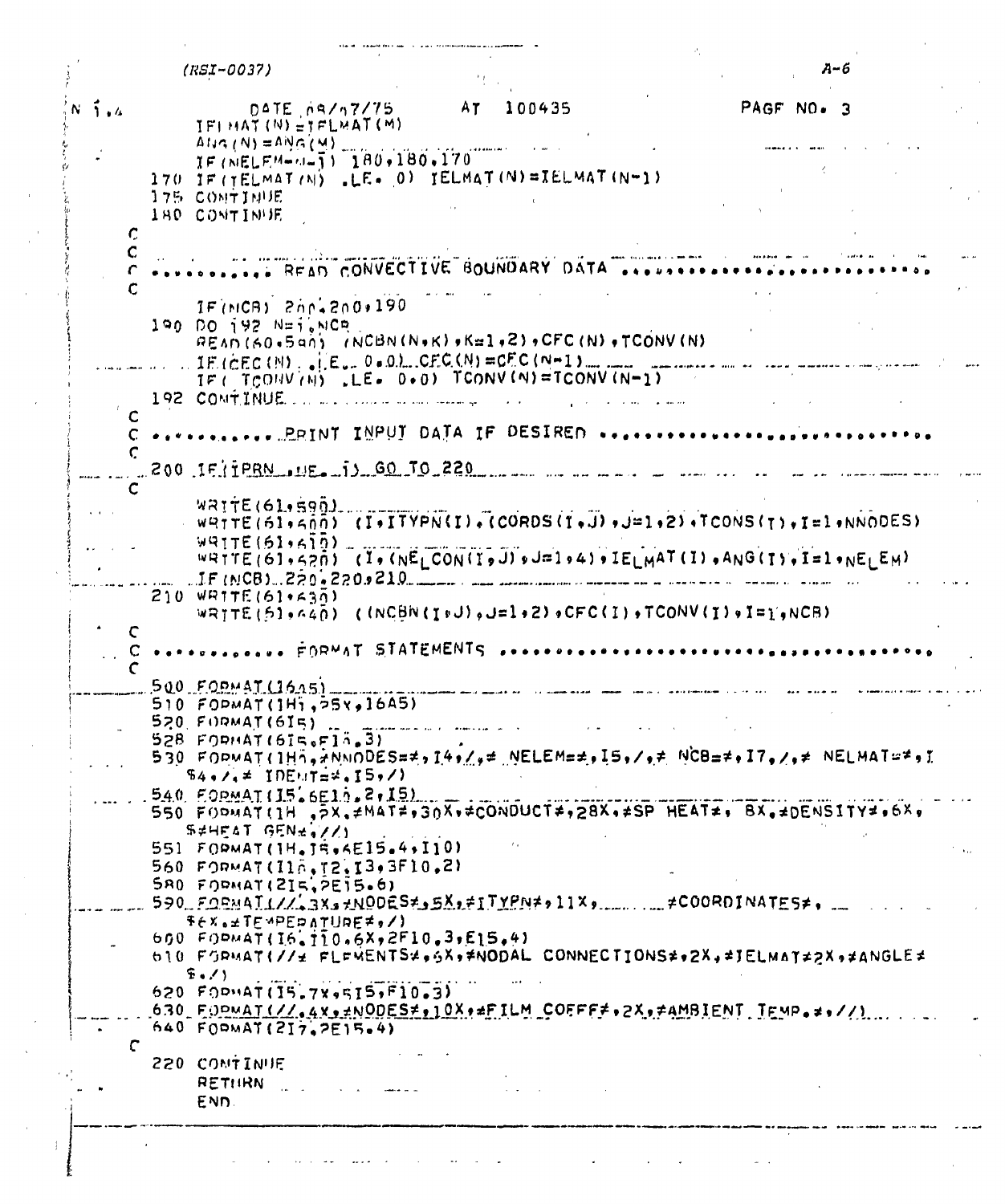```
               DATE 09/07/75        AT  100435                    PAGE NO. 3
      IELMAT(N)=IELMAT(M)
      ANG(N)=ANG(M)
      IF(NELEM-N-1) 180,180,170
  170 IF(IELMAT(N) .LE. 0) IELMAT(N)=IELMAT(N-1)
  175 CONTINUE
  180 CONTINUE
C
C
C .......... READ CONVECTIVE BOUNDARY DATA ..........................
C
      IF(NCB) 200,200,190
  190 DO 192 N=1,NCB
      READ(60,580) (NCBN(N,K),K=1,2),CFC(N),TCONV(N)
      IF(CFC(N) .LE. 0.0) CFC(N)=CFC(N-1)
      IF( TCONV(N) .LE. 0.0) TCONV(N)=TCONV(N-1)
  192 CONTINUE
C
C .......... PRINT INPUT DATA IF DESIRED ............................
C
  200 IF(IPRN .NE. 1) GO TO 220
C
      WRITE(61,590)
      WRITE(61,600) (I,ITYPN(I),(CORDS(I,J),J=1,2),TCONS(I),I=1,NNODES)
      WRITE(61,610)
      WRITE(61,620) (I,(NELCON(I,J),J=1,4),IELMAT(I),ANG(I),I=1,NELEM)
      IF(NCB) 220,220,210
  210 WRITE(61,630)
      WRITE(61,640) ((NCBN(I,J),J=1,2),CFC(I),TCONV(I),I=1,NCB)
C
C ........... FORMAT STATEMENTS .....................................
C
  500 FORMAT(16A5)
  510 FORMAT(1H1,25X,16A5)
  520 FORMAT(6I5)
  528 FORMAT(6I5,F10.3)
  530 FORMAT(1H0,≠NNODES=≠,I4,/,≠ NELEM=≠,I5,/,≠ NCB=≠,I7,/,≠ NELMAT=≠,I
     $4,/,≠ IDENT=≠,I5,/)
  540 FORMAT(I5,6E10.2,I5)
  550 FORMAT(1H ,2X,≠MAT≠,30X,≠CONDUCT≠,28X,≠SP HEAT≠, 8X,≠DENSITY≠,6X,
     $≠HEAT GEN≠,//)
  551 FORMAT(1H,I5,6E15.4,I10)
  560 FORMAT(I10,I2,I3,3F10,2)
  580 FORMAT(2I5,2E15.6)
  590 FORMAT(//,3X,≠NODES≠,5X,≠ITYPN≠,11X,        ≠COORDINATES≠,
     $6X,≠TEMPERATURE≠,/)
  600 FORMAT(I6,I10,6X,2F10,3,E15,4)
  610 FORMAT(//≠ ELEMENTS≠,6X,≠NODAL CONNECTIONS≠,2X,≠IELMAT≠2X,≠ANGLE≠
     $,/)
  620 FORMAT(I5,7X,5I5,F10.3)
  630 FORMAT(//,4X,≠NODES≠,10X,≠FILM COEFF≠,2X,≠AMBIENT TEMP.≠,//)
  640 FORMAT(2I7,2E15.4)
C
  220 CONTINUE
      RETURN
      END
```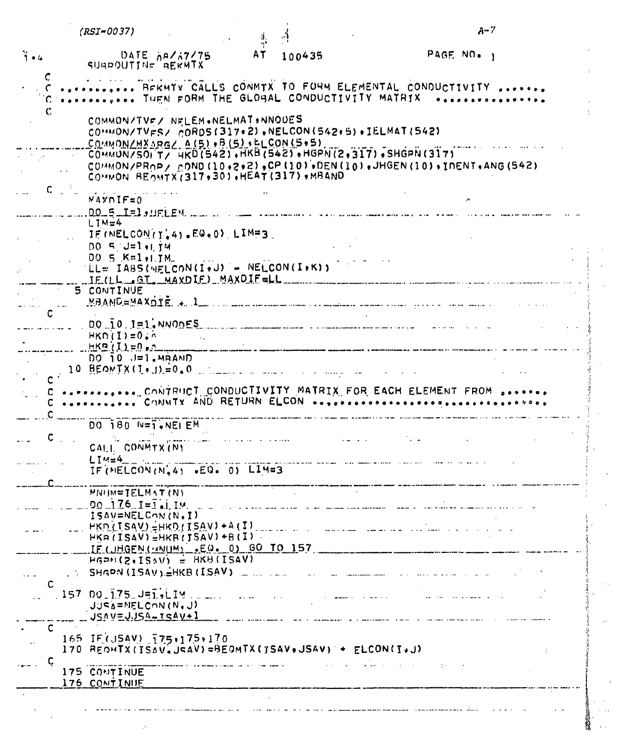```
      DATE 08/07/75        AT  100435                 PAGE NO. 1
      SUBROUTINE BEKMTX
C
C ........... BEKMTX CALLS CONMTX TO FORM ELEMENTAL CONDUCTIVITY .......
C ........... THEN FORM THE GLOBAL CONDUCTIVITY MATRIX  ..............
C
      COMMON/TVF/ NELEM,NELMAT,NNODES
      COMMON/TVFS/ CORDS(317,2),NELCON(542,5),IELMAT(542)
      COMMON/MXARG/ A(5),B(5),ELCON(5,5)
      COMMON/SOLT/ HKD(542),HKB(542),HGPN(2,317),SHGPN(317)
      COMMON/PROP/ COND(10,2,2),CP(10),DEN(10),JHGEN(10),IDENT,ANG(542)
      COMMON BEQMTX(317,30),HEAT(317),MBAND
C
      MAXDIF=0
      DO 5 I=1,NELEM
      LIM=4
      IF(NELCON(I,4).EQ.0) LIM=3
      DO 5 J=1,LIM
      DO 5 K=1,LIM
      LL= IABS(NELCON(I,J) - NELCON(I,K))
      IF(LL .GT. MAXDIF) MAXDIF=LL
    5 CONTINUE
      MBAND=MAXDIF + 1
C
      DO 10 I=1,NNODES
      HKD(I)=0.0
      HKB(I)=0.0
      DO 10 J=1,MBAND
   10 BEQMTX(I,J)=0.0
C
C ........... CONTRUCT CONDUCTIVITY MATRIX FOR EACH ELEMENT FROM .......
C ........... CONMTX AND RETURN ELCON .................................
C
      DO 180 N=1,NELEM
C
      CALL CONMTX(N)
      LIM=4
      IF(NELCON(N,4) .EQ. 0) LIM=3
C
      MNUM=IELMAT(N)
      DO 176 I=1,LIM
      ISAV=NELCON(N,I)
      HKD(ISAV)=HKD(ISAV)+A(I)
      HKB(ISAV)=HKB(ISAV)+B(I)
      IF(JHGEN(MNUM) .EQ. 0) GO TO 157
      HGPN(2,ISAV) = HKB(ISAV)
      SHGPN(ISAV)=HKB(ISAV)
C
  157 DO 175 J=1,LIM
      JJSA=NELCON(N,J)
      JSAV=JJSA-ISAV+1
C
  165 IF(JSAV) 175,175,170
  170 BEQMTX(ISAV,JSAV)=BEQMTX(ISAV,JSAV) + ELCON(I,J)
C
  175 CONTINUE
  176 CONTINUE
```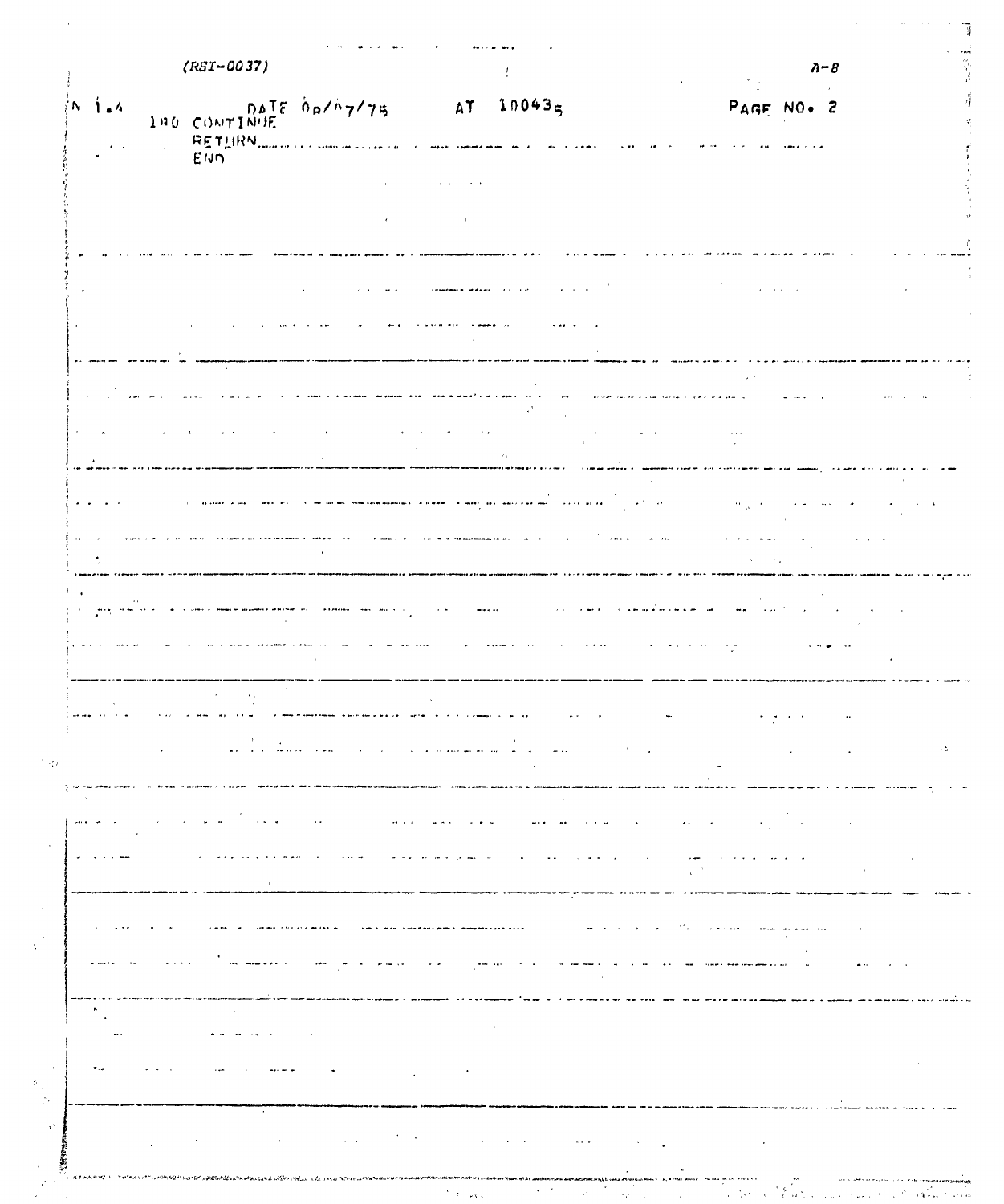```
N 1.4          DATE 08/07/75     AT  100435                    PAGE NO. 2
      100 CONTINUE
          RETURN
          END
```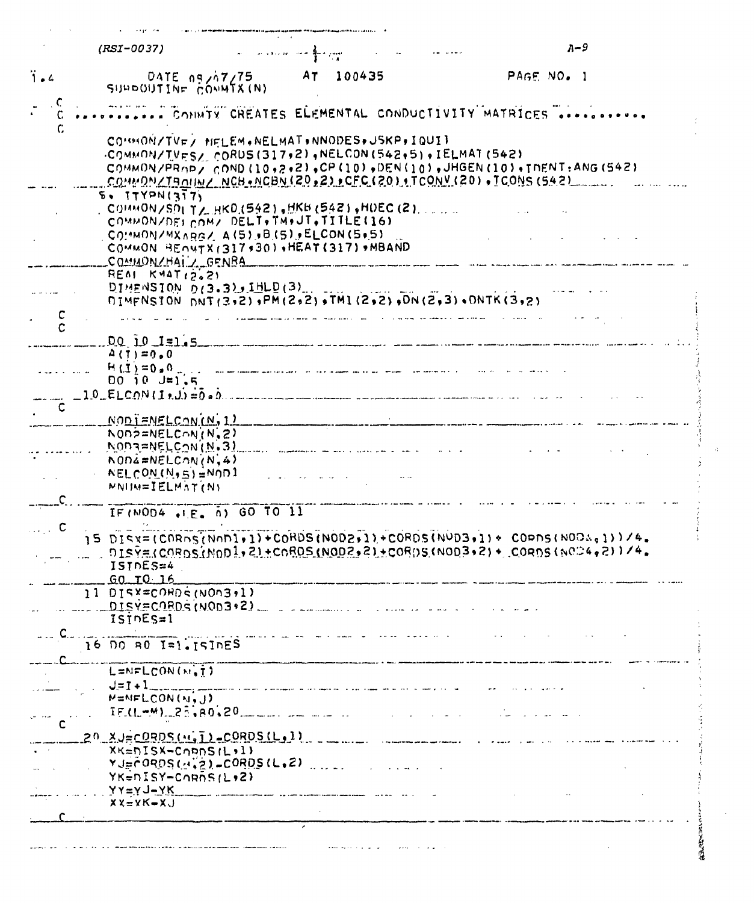```
      DATE 08/07/75        AT  100435                  PAGE NO. 1
      SUBROUTINE CONMTX(N)
C
C ........... CONMTX CREATES ELEMENTAL CONDUCTIVITY MATRICES ...........
C
      COMMON/TVE/ NELEM,NELMAT,NNODES,JSKP,IQUIT
      COMMON/TVES/ CORDS(317,2),NELCON(542,5),IELMAT(542)
      COMMON/PROP/ COND(10,2,2),CP(10),DEN(10),JHGEN(10),TDENT,ANG(542)
      COMMON/TBOUN/ NCB,NCBN(20,2),CFC(20),TCONV(20),TCONS(542)
     $, ITYPN(317)
      COMMON/SOLT/ HKD(542),HKB(542),HDEC(2)
      COMMON/DELCOM/ DELT,TM,JT,TITLE(16)
      COMMON/MXARG/ A(5),B(5),ELCON(5,5)
      COMMON BEQMTX(317,30),HEAT(317),MBAND
      COMMON/HAL/ GENRA
      REAL KMAT(2,2)
      DIMENSION D(3,3),IHLD(3)
      DIMENSION DNT(3,2),PM(2,2),TM1(2,2),DN(2,3),DNTK(3,2)
C
C
      DO 10 I=1,5
      A(I)=0.0
      B(I)=0.0
      DO 10 J=1,5
   10 ELCON(I,J)=0.0
C
      NOD1=NELCON(N,1)
      NOD2=NELCON(N,2)
      NOD3=NELCON(N,3)
      NOD4=NELCON(N,4)
      NELCON(N,5)=NOD1
      MNUM=IELMAT(N)
C
      IF(NOD4 .LE. 0) GO TO 11
C
   15 DISX=(CORDS(NOD1,1)+CORDS(NOD2,1)+CORDS(NOD3,1)+ CORDS(NOD4,1))/4.
      DISY=(CORDS(NOD1,2)+CORDS(NOD2,2)+CORDS(NOD3,2)+ CORDS(NOD4,2))/4.
      ISIDES=4
      GO TO 16
   11 DISX=CORDS(NOD3,1)
      DISY=CORDS(NOD3,2)
      ISIDES=1
C
   16 DO 80 I=1,ISIDES
C
      L=NELCON(N,I)
      J=I+1
      M=NELCON(N,J)
      IF(L-M) 25,80,20
C
   20 XJ=CORDS(M,1)-CORDS(L,1)
      XK=DISX-CORDS(L,1)
      YJ=CORDS(M,2)-CORDS(L,2)
      YK=DISY-CORDS(L,2)
      YY=YJ-YK
      XX=XK-XJ
C
```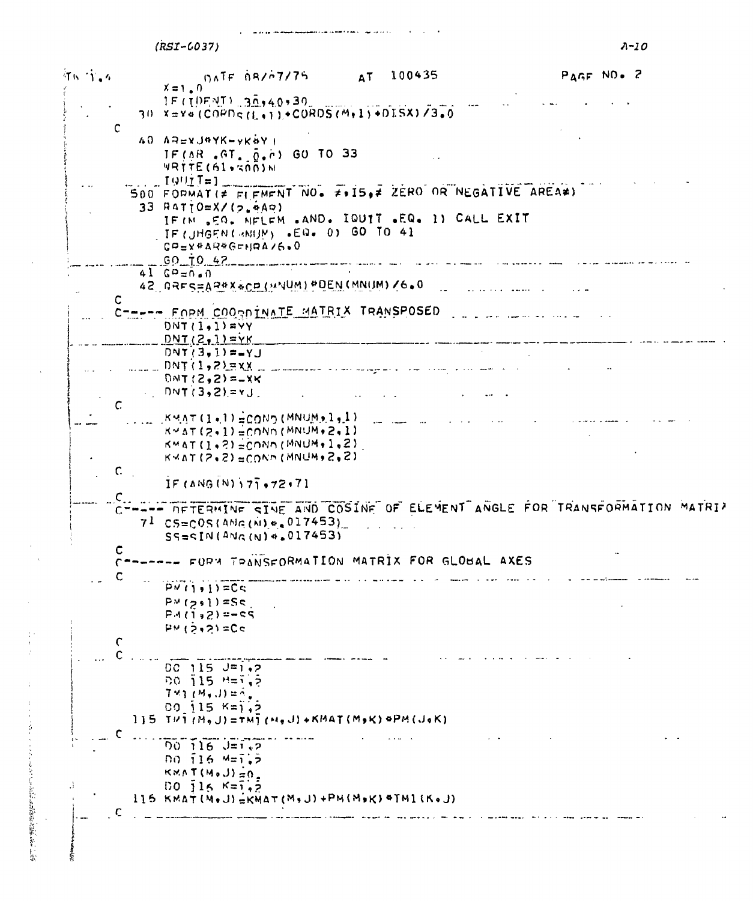```
      X=1.0
      IF(IDENT) 30,40,30
   30 X=X*(CORDS(L,1)+CORDS(M,1)+DISX)/3.0
C
   40 AR=XJ*YK-XK*YJ
      IF(AR .GT. 0.0) GO TO 33
      WRITE(61,500)N
      IQUIT=1
  500 FORMAT(≠ ELEMENT NO. ≠,I5,≠ ZERO OR NEGATIVE AREA≠)
   33 RATIO=X/(2.*AR)
      IF(N .EQ. NELEM .AND. IQUIT .EQ. 1) CALL EXIT
      IF(JHGEN(MNUM) .EQ. 0) GO TO 41
      GP=X*AR*GENRA/6.0
      GO TO 42
   41 GP=0.0
   42 ORES=AR*X*CP(MNUM)*DEN(MNUM)/6.0
C
C----- FORM COORDINATE MATRIX TRANSPOSED
      DNT(1,1)=YY
      DNT(2,1)=YK
      DNT(3,1)=-YJ
      DNT(1,2)=XX
      DNT(2,2)=-XK
      DNT(3,2)=XJ
C
      KMAT(1,1)=COND(MNUM,1,1)
      KMAT(2,1)=COND(MNUM,2,1)
      KMAT(1,2)=COND(MNUM,1,2)
      KMAT(2,2)=COND(MNUM,2,2)
C
      IF(ANG(N))71,72,71
C
C----- DETERMINE SINE AND COSINE OF ELEMENT ANGLE FOR TRANSFORMATION MATRIX
   71 CS=COS(ANG(N)*.017453)
      SS=SIN(ANG(N)*.017453)
C
C------- FORM TRANSFORMATION MATRIX FOR GLOBAL AXES
C
      PM(1,1)=CS
      PM(2,1)=SS
      PM(1,2)=-SS
      PM(2,2)=CS
C
C
      DO 115 J=1,2
      DO 115 M=1,2
      TM1(M,J)=0.
      DO 115 K=1,2
  115 TM1(M,J)=TM1(M,J)+KMAT(M,K)*PM(J,K)
C
      DO 116 J=1,2
      DO 116 M=1,2
      KMAT(M,J)=0.
      DO 116 K=1,2
  116 KMAT(M,J)=KMAT(M,J)+PM(M,K)*TM1(K,J)
C
```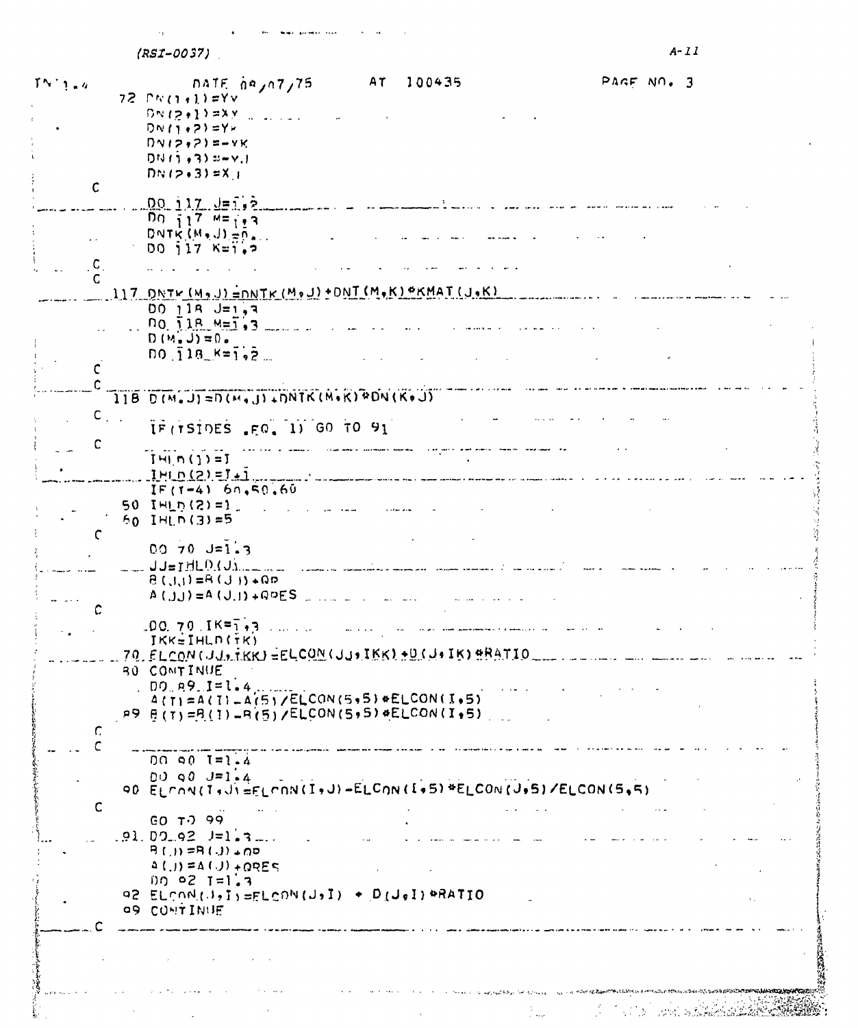(RSI-0037)

```
TN 1.4             DATE 08/07/75        AT  100435                PAGE NO. 3
      72 DN(1,1)=YY
         DN(2,1)=XY
         DN(1,2)=YK
         DN(2,2)=-YK
         DN(1,3)=-YJ
         DN(2,3)=XJ
C
         DO 117 J=1,2
         DO 117 M=1,3
         DNTK(M,J)=0.
         DO 117 K=1,2
C
C
     117 DNTK(M,J)=DNTK(M,J)+DNT(M,K)*KMAT(J,K)
         DO 118 J=1,3
         DO 118 M=1,3
         D(M,J)=0.
         DO 118 K=1,2
C
C
     118 D(M,J)=D(M,J)+DNTK(M,K)*DN(K,J)
C
         IF(TSIDES .EQ. 1) GO TO 91
C
         IHLD(1)=I
         IHLD(2)=I+1
         IF(I-4) 60,50,60
      50 IHLD(2)=1
      60 IHLD(3)=5
C
         DO 70 J=1,3
         JJ=IHLD(J)
         B(JJ)=B(JJ)+QP
         A(JJ)=A(JJ)+QPES
C
         DO 70 IK=1,3
         IKK=IHLD(IK)
      70 ELCON(JJ,IKK)=ELCON(JJ,IKK)+D(J,IK)*RATIO
      80 CONTINUE
         DO 89 I=1,4
         A(I)=A(I)-A(5)/ELCON(5,5)*ELCON(I,5)
      89 B(I)=B(I)-B(5)/ELCON(5,5)*ELCON(I,5)
C
C
         DO 90 I=1,4
         DO 90 J=1,4
      90 ELCON(I,J)=ELCON(I,J)-ELCON(I,5)*ELCON(J,5)/ELCON(5,5)
C
         GO TO 99
      91 DO 92 J=1,3
         B(J)=B(J)+QP
         A(J)=A(J)+QPES
         DO 92 I=1,3
      92 ELCON(J,I)=ELCON(J,I) + D(J,I)*RATIO
      99 CONTINUE
C
```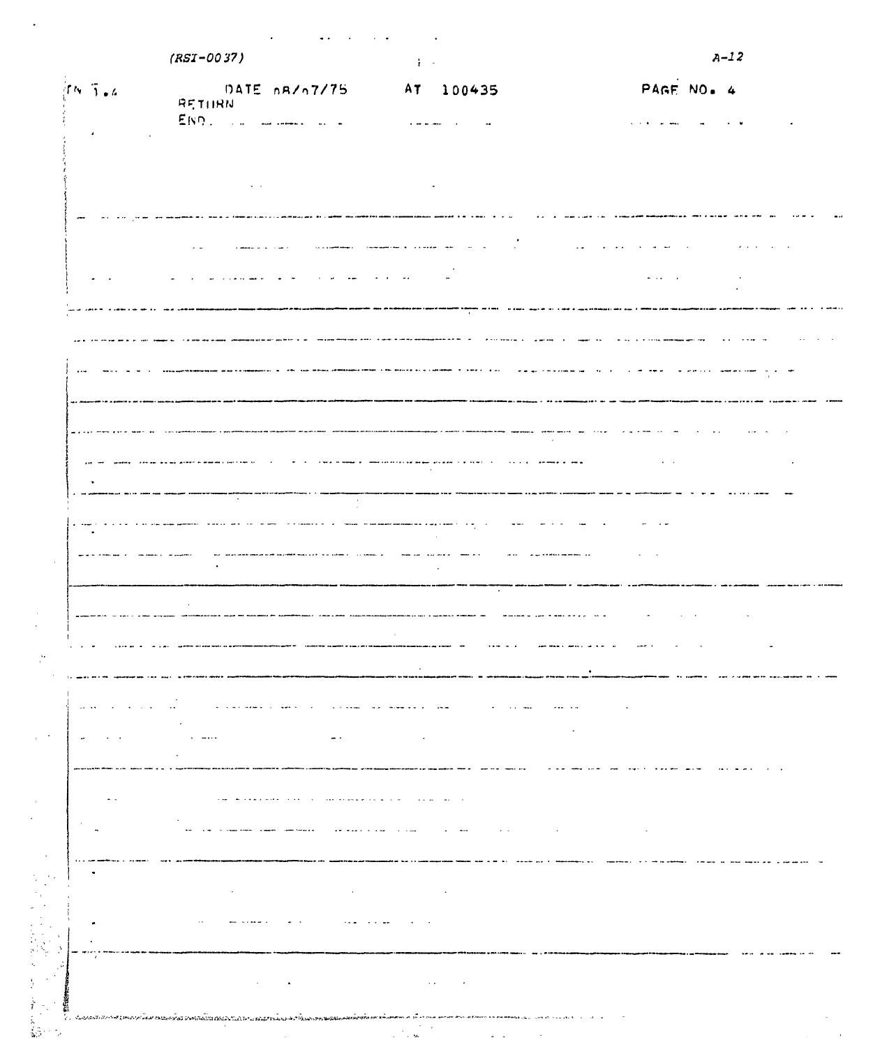```
FN 1.4          DATE 08/07/75        AT  100435                PAGE NO. 4
          RETURN
          END
```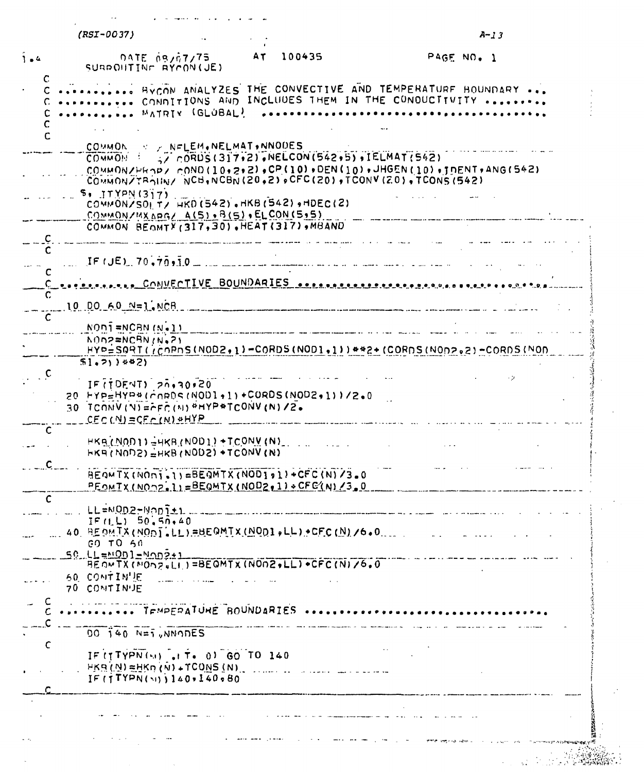```
1.4           DATE 08/07/75        AT  100435                PAGE NO. 1
        SUBROUTINE BYCON(JE)
   C
   C ........... BYCON ANALYZES THE CONVECTIVE AND TEMPERATURE BOUNDARY ...
   C ........... CONDITIONS AND INCLUDES THEM IN THE CONDUCTIVITY .........
   C ........... MATRIX (GLOBAL) ..........................................
   C
   C
         COMMON     / NELEM,NELMAT,NNODES
         COMMON     / CORDS(317,2),NELCON(542,5),IELMAT(542)
         COMMON/PROP/ COND(10,2,2),CP(10),DEN(10),JHGEN(10),IDENT,ANG(542)
         COMMON/TBOUN/ NCB,NCBN(20,2),CFC(20),TCONV(20),TCONS(542)
        $, ITYPN(317)
         COMMON/SOLT/ HKD(542),HKB(542),HDEC(2)
         COMMON/MXARG/ A(5),B(5),ELCON(5,5)
         COMMON BEQMTX(317,30),HEAT(317),MBAND
   C
   C
         IF(JE) 70,70,10
   C
   C ........... CONVECTIVE BOUNDARIES .....................................
   C
      10 DO 60 N=1,NCB
   C
         NOD1=NCBN(N,1)
         NOD2=NCBN(N,2)
         HYP=SQRT((CORDS(NOD2,1)-CORDS(NOD1,1))**2+(CORDS(NOD2,2)-CORDS(NOD
        $1,2))**2)
   C
         IF(IDENT) 20,30,20
      20 HYP=HYP*(CORDS(NOD1,1)+CORDS(NOD2,1))/2.0
      30 TCONV(N)=CFC(N)*HYP*TCONV(N)/2.
         CFC(N)=CFC(N)*HYP
   C
         HKB(NOD1)=HKB(NOD1)+TCONV(N)
         HKB(NOD2)=HKB(NOD2)+TCONV(N)
   C
         BEQMTX(NOD1,1)=BEQMTX(NOD1,1)+CFC(N)/3.0
         BEQMTX(NOD2,1)=BEQMTX(NOD2,1)+CFC(N)/3.0
   C
         LL=NOD2-NOD1+1
         IF(LL) 50,50,40
      40 BEQMTX(NOD1,LL)=BEQMTX(NOD1,LL)+CFC(N)/6.0
         GO TO 60
      50 LL=NOD1-NOD2+1
         BEQMTX(NOD2,LL)=BEQMTX(NOD2,LL)+CFC(N)/6.0
      60 CONTINUE
      70 CONTINUE
   C
   C ........... TEMPERATURE BOUNDARIES ....................................
   C
         DO 140 N=1,NNODES
   C
         IF(ITYPN(N) .LT. 0) GO TO 140
         HKB(N)=HKD(N)+TCONS(N)
         IF(ITYPN(N))140,140,80
   C
```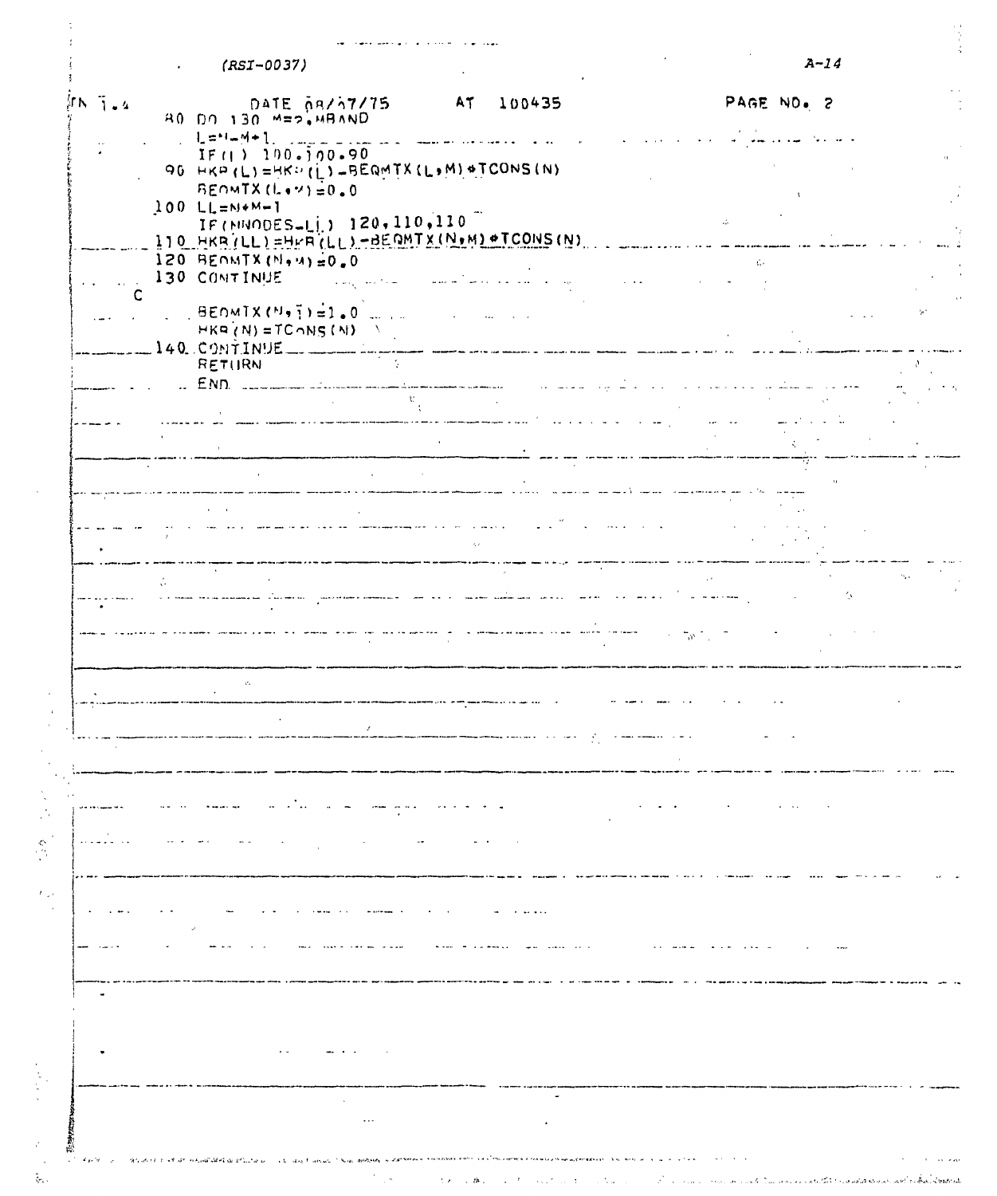```
FN 1.4              DATE 08/07/75       AT   100435                 PAGE NO. 2
        80 DO 130 M=2,MBAND
           L=N-M+1
           IF(L) 100,100,90
        90 HKR(L)=HKR(L)-BEQMTX(L,M)*TCONS(N)
           BEQMTX(L,M)=0.0
       100 LL=N+M-1
           IF(NNODES-LL) 120,110,110
       110 HKR(LL)=HKR(LL)-BEQMTX(N,M)*TCONS(N)
       120 BEQMTX(N,M)=0.0
       130 CONTINUE
     C
           BEQMTX(N,1)=1.0
           HKR(N)=TCONS(N)
       140 CONTINUE
           RETURN
           END
```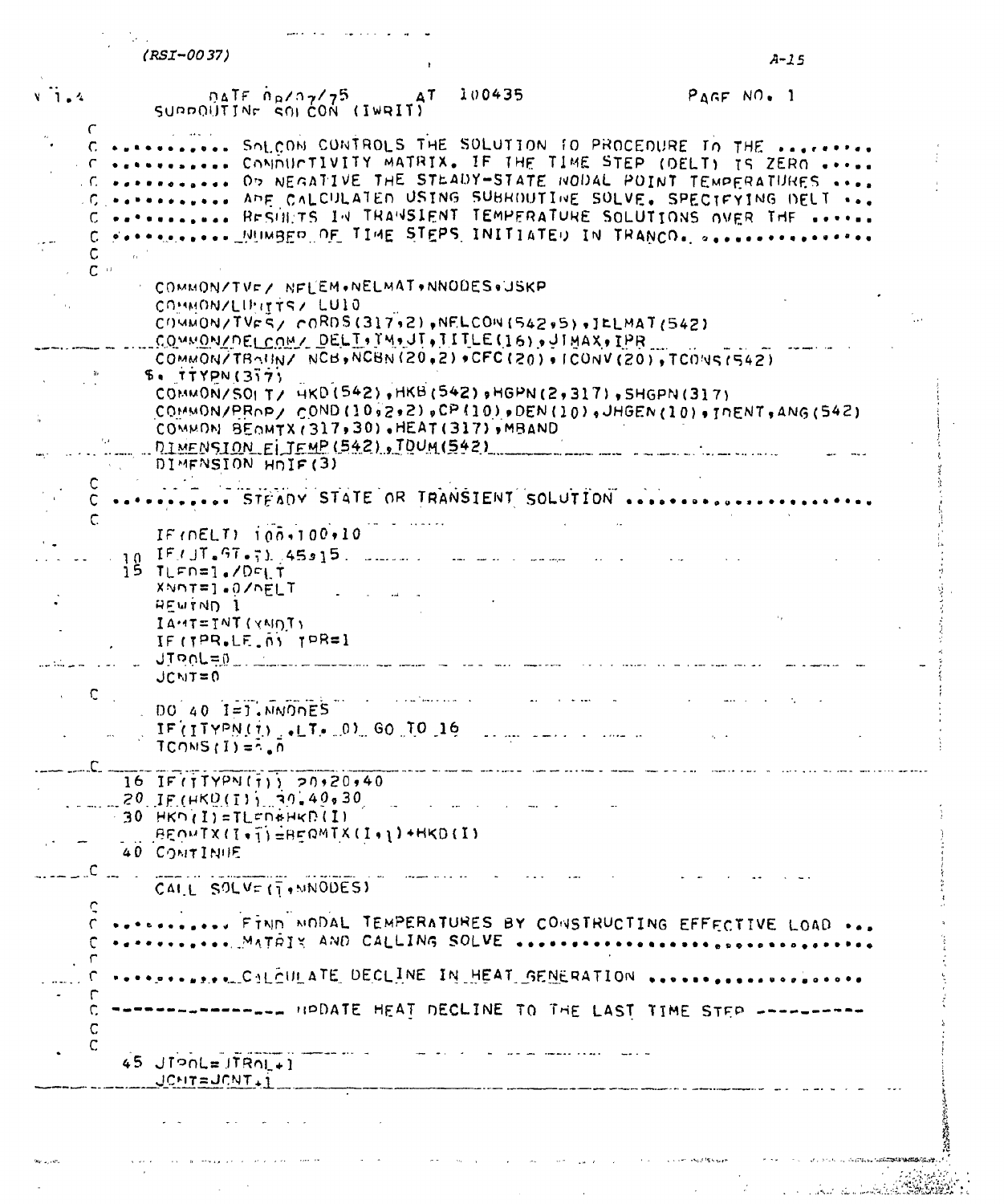(RSI-0037)

```
V 1.4            DATE 08/07/75       AT  100435                    PAGE NO. 1
      SUBROUTINE SOLCON (IWRIT)
C
C ........... SOLCON CONTROLS THE SOLUTION TO PROCEDURE TO THE ..........
C ........... CONDUCTIVITY MATRIX. IF THE TIME STEP (DELT) IS ZERO .....
C ........... OR NEGATIVE THE STEADY-STATE NODAL POINT TEMPERATURES ....
C ........... ARE CALCULATED USING SUBROUTINE SOLVE. SPECIFYING DELT ...
C ........... RESULTS IN TRANSIENT TEMPERATURE SOLUTIONS OVER THE ......
C ........... NUMBER OF TIME STEPS INITIATED IN TRANCO. ...............
C
C
      COMMON/TVE/ NELEM,NELMAT,NNODES,JSKP
      COMMON/LUNITS/ LU10
      COMMON/TVES/ CORDS(317,2),NELCON(542,5),IELMAT(542)
      COMMON/DELCOM/ DELT,TM,JT,TITLE(16),JTMAX,IPR
      COMMON/TBOUN/ NCB,NCBN(20,2),CFC(20),ICONV(20),TCONS(542)
     $, ITYPN(317)
      COMMON/SOLT/ HKD(542),HKB(542),HGPN(2,317),SHGPN(317)
      COMMON/PROP/ COND(10,2,2),CP(10),DEN(10),JHGEN(10),IDENT,ANG(542)
      COMMON BEQMTX(317,30),HEAT(317),MBAND
      DIMENSION ELTEMP(542),TDUM(542)
      DIMENSION HDIF(3)
C
C ........... STEADY STATE OR TRANSIENT SOLUTION .......................
C
      IF(DELT) 100,100,10
   10 IF(JT.GT.1) 45,15
   15 TLED=1./DELT
      XNDT=1.0/DELT
      REWIND 1
      IAMT=INT(XNDT)
      IF(IPR.LE.0) IPR=1
      JTROL=0
      JCNT=0
C
      DO 40 I=1,NNODES
      IF(ITYPN(I) .LT. 0) GO TO 16
      TCONS(I)=0.0
C
   16 IF(ITYPN(I)) 20,20,40
   20 IF(HKD(I)) 30,40,30
   30 HKD(I)=TLED*HKD(I)
      BEQMTX(I,1)=BEQMTX(I,1)+HKD(I)
   40 CONTINUE
C
      CALL SOLVE(1,NNODES)
C
C ........... FIND NODAL TEMPERATURES BY CONSTRUCTING EFFECTIVE LOAD ...
C ........... MATRIX AND CALLING SOLVE ................................
C
C ........... CALCULATE DECLINE IN HEAT GENERATION ....................
C
C --------------- UPDATE HEAT DECLINE TO THE LAST TIME STEP ----------
C
C
   45 JTROL=JTROL+1
      JCNT=JCNT+1
```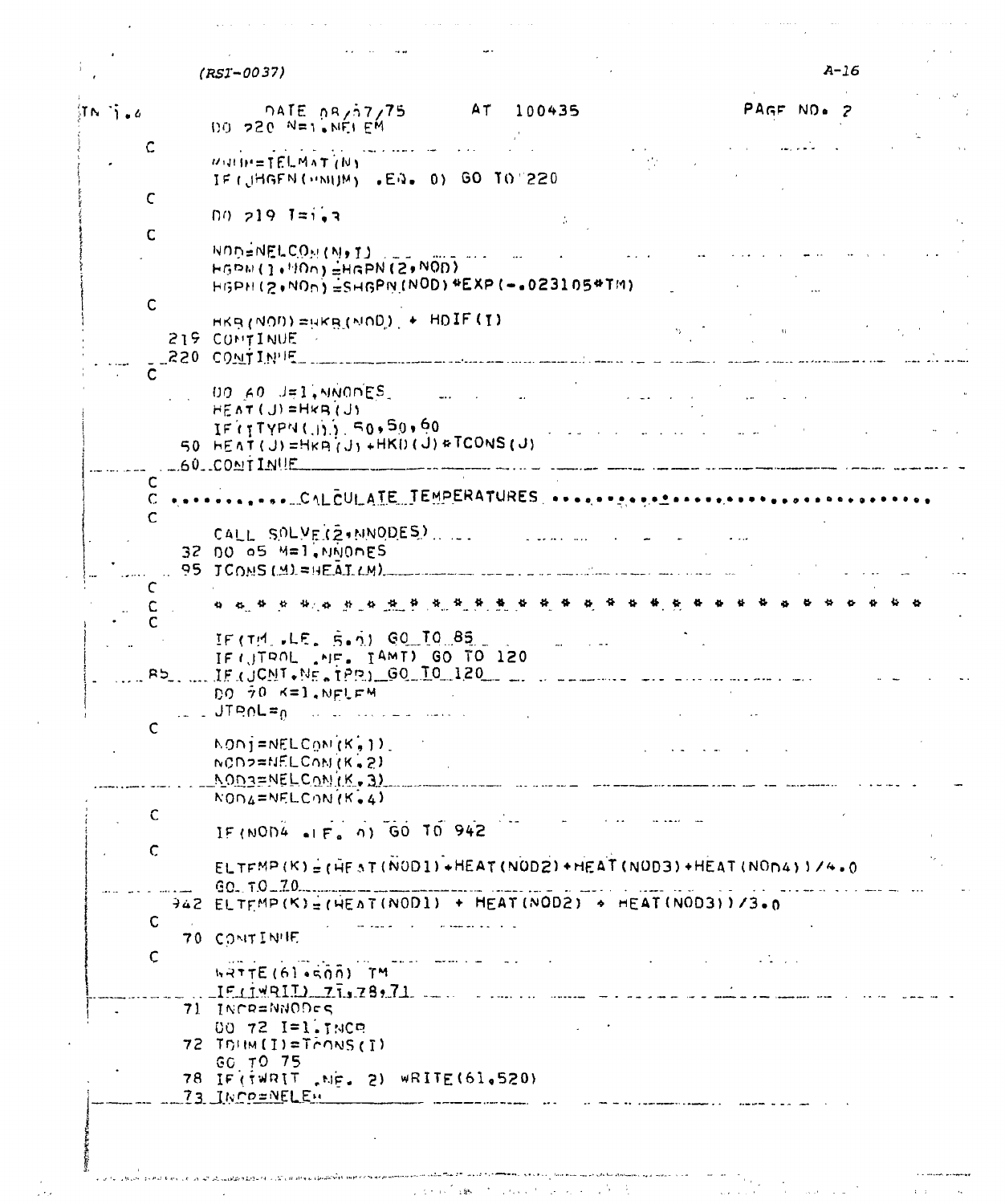```
TN 1.4          DATE 08/07/75         AT  100435                    PAGE NO. 2
      DO 220 N=1,NELEM
C
      MNUM=IELMAT(N)
      IF(JHGEN(MNUM) .EQ. 0) GO TO 220
C
      DO 219 I=1,3
C
      NOD=NELCON(N,I)
      HGPN(1,NOD)=HGPN(2,NOD)
      HGPN(2,NOD)=SHGPN(NOD)*EXP(-.023105*TM)
C
      HKB(NOD)=HKB(NOD) + HDIF(I)
  219 CONTINUE
  220 CONTINUE
C
      DO 60 J=1,NNODES
      HEAT(J)=HKB(J)
      IF(ITYPN(J)) 50,50,60
   50 HEAT(J)=HKB(J)+HKD(J)*TCONS(J)
   60 CONTINUE
C
C ........... CALCULATE TEMPERATURES .....................................
C
      CALL SOLVE(2,NNODES)
   32 DO 95 M=1,NNODES
   95 TCONS(M)=HEAT(M)
C
C     * * * * * * * * * * * * * * * * * * * * * * * * * * * * * * *
C
      IF(TM .LE. 5.0) GO TO 85
      IF(JTROL .NE. IAMT) GO TO 120
   85 IF(JCNT.NE.IPR) GO TO 120
      DO 70 K=1,NELEM
      JTROL=0
C
      NOD1=NELCON(K,1)
      NOD2=NELCON(K,2)
      NOD3=NELCON(K,3)
      NOD4=NELCON(K,4)
C
      IF(NOD4 .LE. 0) GO TO 942
C
      ELTEMP(K)=(HEAT(NOD1)+HEAT(NOD2)+HEAT(NOD3)+HEAT(NOD4))/4.0
      GO TO 70
  942 ELTEMP(K)=(HEAT(NOD1) + HEAT(NOD2) + HEAT(NOD3))/3.0
C
   70 CONTINUE
C
      WRITE(61,500) TM
      IF(IWRIT) 71,78,71
   71 INCR=NNODES
      DO 72 I=1,INCR
   72 TDUM(I)=TCONS(I)
      GO TO 75
   78 IF(IWRIT .NE. 2) WRITE(61,520)
   73 INCR=NELEM
```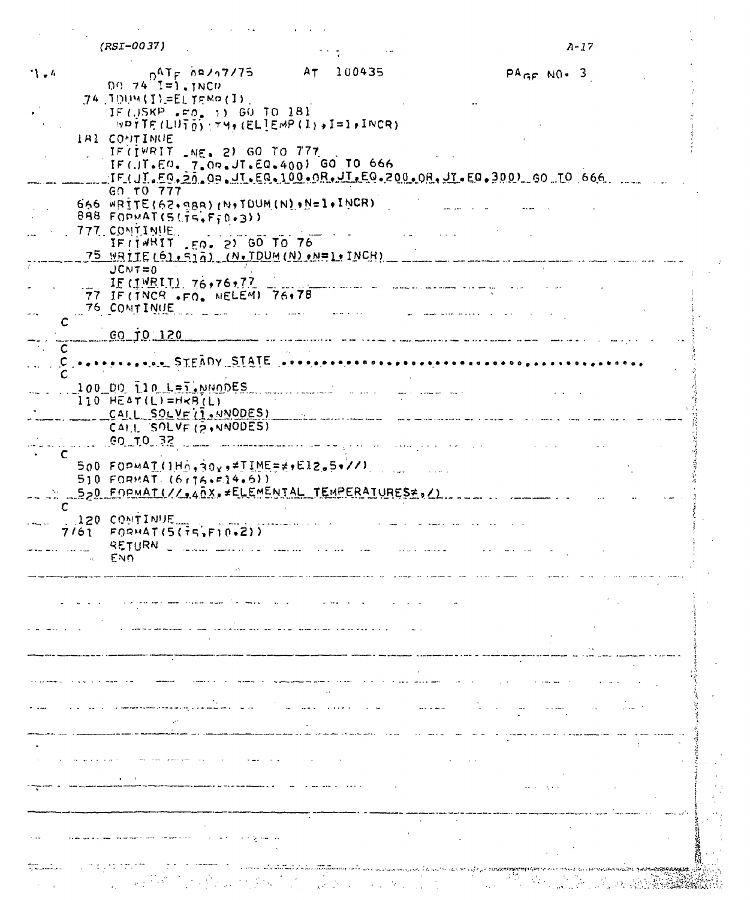```
      DO 74 I=1,INCR
   74 TDUM(I)=ELTEMP(I)
      IF(JSKP .EQ. 1) GO TO 181
      WRITE(LUTO) TM,(ELTEMP(I),I=1,INCR)
  181 CONTINUE
      IF(IWRIT .NE. 2) GO TO 777
      IF(JT.EQ. 7.OR.JT.EQ.400) GO TO 666
      IF(JT.EQ.20.OR.JT.EQ.100.OR.JT.EQ.200.OR.JT.EQ.300) GO TO 666
      GO TO 777
  666 WRITE(62,888)(N,TDUM(N),N=1,INCR)
  888 FORMAT(5(I5,F10.3))
  777 CONTINUE
      IF(IWRIT .EQ. 2) GO TO 76
   75 WRITE(61,510) (N,TDUM(N),N=1,INCR)
      JCNT=0
      IF(IWRIT) 76,76,77
   77 IF(INCR .EQ. NELEM) 76,78
   76 CONTINUE
C
      GO TO 120
C
C ........... STEADY STATE ............................................
C
  100 DO 110 L=1,NNODES
  110 HEAT(L)=HKB(L)
      CALL SOLVE(1,NNODES)
      CALL SOLVE(2,NNODES)
      GO TO 32
C
  500 FORMAT(1H0,30X,≠TIME=≠,E12.5,//)
  510 FORMAT (6(I6,F14.6))
  520 FORMAT(//,40X,≠ELEMENTAL TEMPERATURES≠,/)
C
  120 CONTINUE
 7761 FORMAT(5(I5,F10.2))
      RETURN
      END
```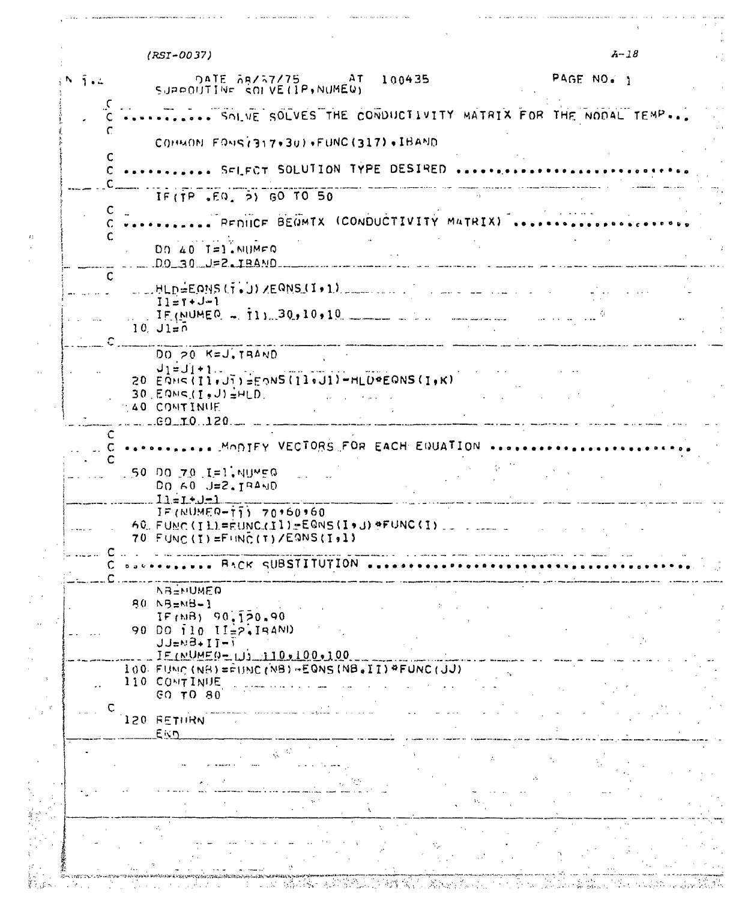```
N 1.4           DATE 08/27/75        AT  100435                PAGE NO. 1
          SUBROUTINE SOLVE(IP,NUMEQ)
C
C ........... SOLVE SOLVES THE CONDUCTIVITY MATRIX FOR THE NODAL TEMP...
C
      COMMON EQNS(317,30),FUNC(317),IBAND
C
C ........... SELECT SOLUTION TYPE DESIRED ..............................
C
      IF(IP .EQ. 2) GO TO 50
C
C ........... REDUCE BEQMTX (CONDUCTIVITY MATRIX) ......................
C
      DO 40 I=1,NUMEQ
      DO 30 J=2,IBAND
C
      HLD=EQNS(I,J)/EQNS(I,1)
      I1=I+J-1
      IF(NUMEQ - I1) 30,10,10
   10 J1=0
C
      DO 20 K=J,IBAND
      J1=J1+1
   20 EQNS(I1,J1)=EQNS(I1,J1)-HLD*EQNS(I,K)
   30 EQNS(I,J)=HLD
   40 CONTINUE
      GO TO 120
C
C ........... MODIFY VECTORS FOR EACH EQUATION ..........................
C
   50 DO 70 I=1,NUMEQ
      DO 60 J=2,IBAND
      I1=I+J-1
      IF(NUMEQ-I1) 70,60,60
   60 FUNC(I1)=FUNC(I1)-EQNS(I,J)*FUNC(I)
   70 FUNC(I)=FUNC(I)/EQNS(I,1)
C
C ........... BACK SUBSTITUTION ..........................................
C
      NB=NUMEQ
   80 NB=NB-1
      IF(NB) 90,120,90
   90 DO 110 II=2,IBAND
      JJ=NB+II-1
      IF(NUMEQ-JJ) 110,100,100
  100 FUNC(NB)=FUNC(NB)-EQNS(NB,II)*FUNC(JJ)
  110 CONTINUE
      GO TO 80
C
  120 RETURN
      END
```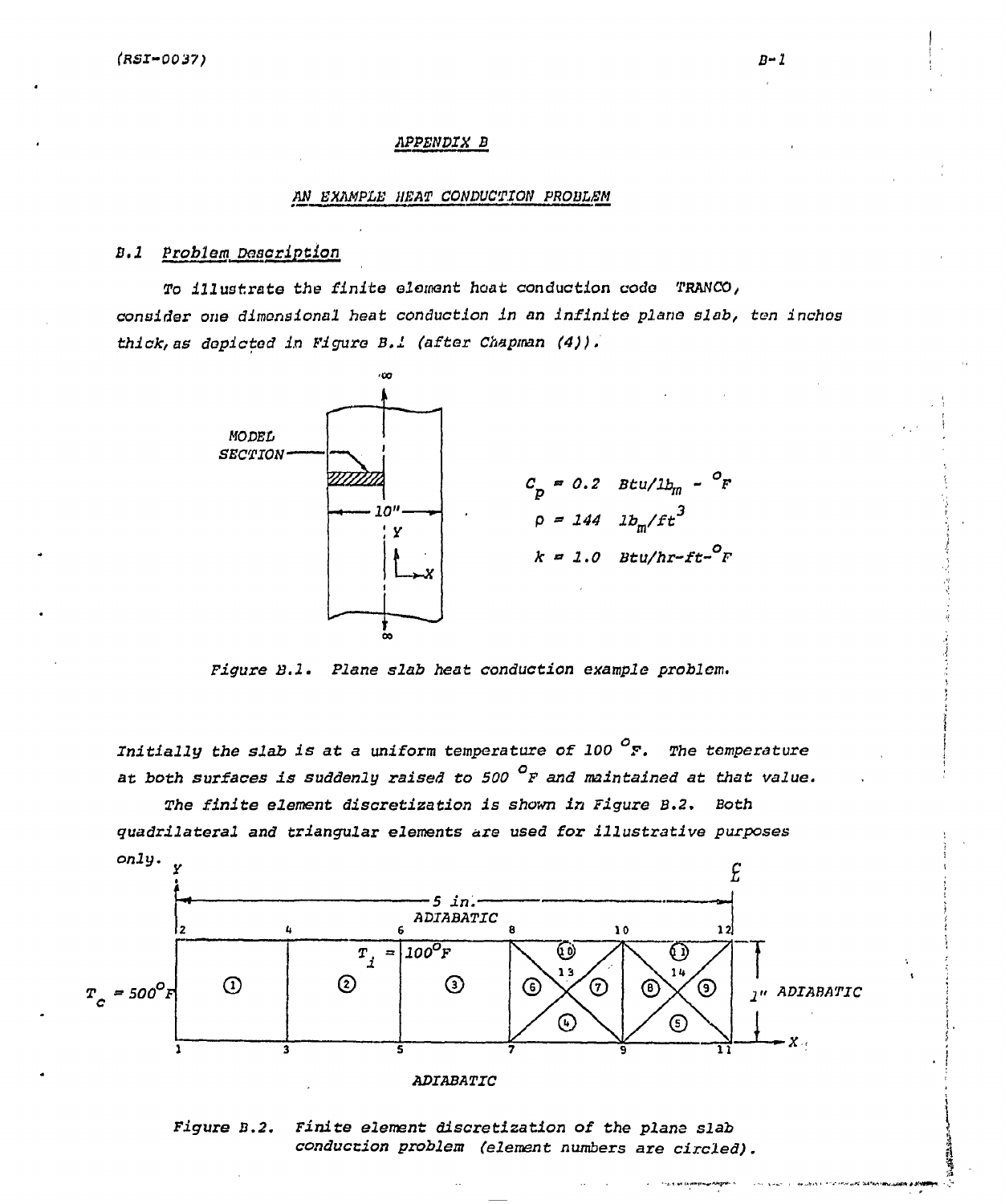## APPENDIX B

### AN EXAMPLE HEAT CONDUCTION PROBLEM

### B.1 Problem Description

To illustrate the finite element heat conduction code TRANCO, consider one dimensional heat conduction in an infinite plane slab, ten inches thick, as depicted in Figure B.1 (after Chapman (4)).

$c_p = 0.2$ Btu/lb$_m$ - °F

$\rho = 144$ lb$_m$/ft$^3$

$k = 1.0$ Btu/hr-ft-°F

Figure B.1. Plane slab heat conduction example problem.

Initially the slab is at a uniform temperature of 100 °F. The temperature at both surfaces is suddenly raised to 500 °F and maintained at that value.

The finite element discretization is shown in Figure B.2. Both quadrilateral and triangular elements are used for illustrative purposes only.

Figure B.2. Finite element discretization of the plane slab conduction problem (element numbers are circled).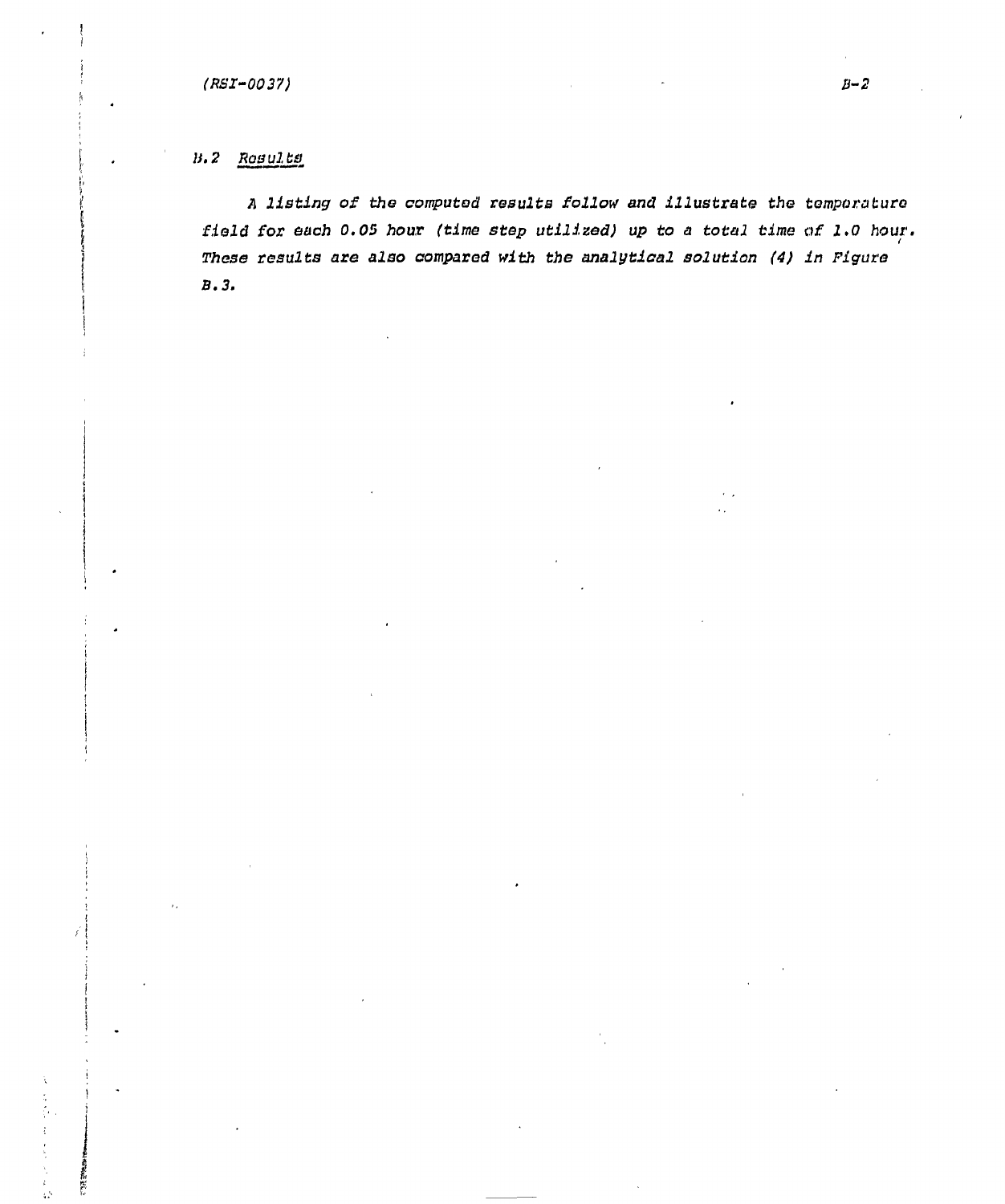## B.2 Results

*A listing of the computed results follow and illustrate the temperature field for each 0.05 hour (time step utilized) up to a total time of 1.0 hour. These results are also compared with the analytical solution (4) in Figure B.3.*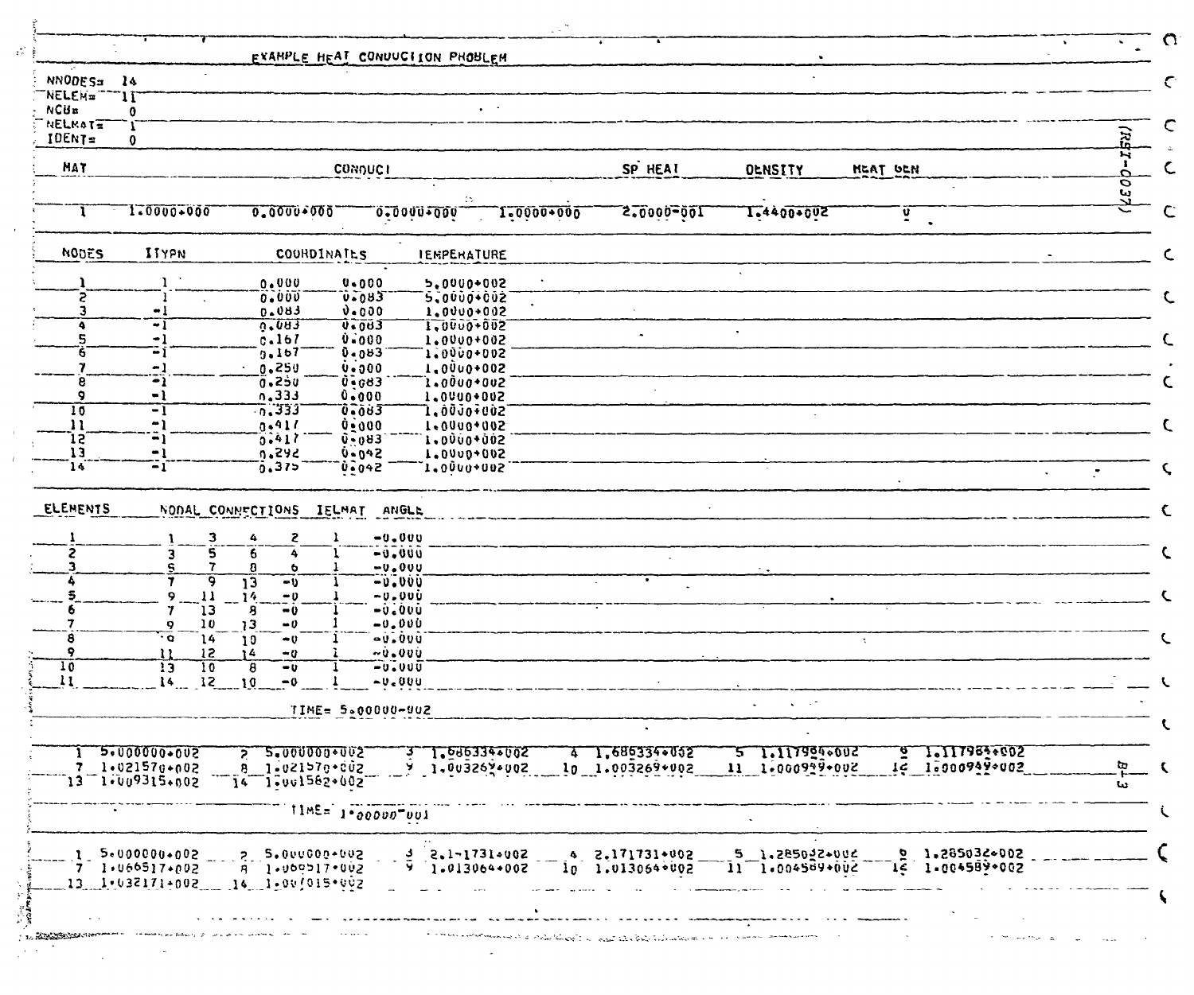# EXAMPLE HEAT CONDUCTION PROBLEM

NNODES= 14
NELEM= 11
NCB= 0
NELMAT= 1
IDENT= 0

| MAT | CONDUCT | | | | SP HEAT | DENSITY | HEAT GEN |
|---|---|---|---|---|---|---|---|
| 1 | 1.0000+000 | 0.0000+000 | 0.0000+000 | 1.0000+000 | 2.0000-001 | 1.4400+002 | 0 |

| NODES | ITYPN | COORDINATES | | TEMPERATURE |
|---|---|---|---|---|
| 1 | 1 | 0.000 | 0.000 | 5.0000+002 |
| 2 | 1 | 0.000 | 0.083 | 5.0000+002 |
| 3 | -1 | 0.083 | 0.000 | 1.0000+002 |
| 4 | -1 | 0.083 | 0.083 | 1.0000+002 |
| 5 | -1 | 0.167 | 0.000 | 1.0000+002 |
| 6 | -1 | 0.167 | 0.083 | 1.0000+002 |
| 7 | -1 | 0.250 | 0.000 | 1.0000+002 |
| 8 | -1 | 0.250 | 0.083 | 1.0000+002 |
| 9 | -1 | 0.333 | 0.000 | 1.0000+002 |
| 10 | -1 | 0.333 | 0.083 | 1.0000+002 |
| 11 | -1 | 0.417 | 0.000 | 1.0000+002 |
| 12 | -1 | 0.417 | 0.083 | 1.0000+002 |
| 13 | -1 | 0.292 | 0.042 | 1.0000+002 |
| 14 | -1 | 0.375 | 0.042 | 1.0000+002 |

| ELEMENTS | NODAL CONNECTIONS | | | | IELMAT | ANGLE |
|---|---|---|---|---|---|---|
| 1 | 1 | 3 | 4 | 2 | 1 | -0.000 |
| 2 | 3 | 5 | 6 | 4 | 1 | -0.000 |
| 3 | 5 | 7 | 8 | 6 | 1 | -0.000 |
| 4 | 7 | 9 | 13 | -0 | 1 | -0.000 |
| 5 | 9 | 11 | 14 | -0 | 1 | -0.000 |
| 6 | 7 | 13 | 8 | -0 | 1 | -0.000 |
| 7 | 9 | 10 | 13 | -0 | 1 | -0.000 |
| 8 | 9 | 14 | 10 | -0 | 1 | -0.000 |
| 9 | 11 | 12 | 14 | -0 | 1 | -0.000 |
| 10 | 13 | 10 | 8 | -0 | 1 | -0.000 |
| 11 | 14 | 12 | 10 | -0 | 1 | -0.000 |

TIME= 5.00000-002

| | | | | | | | | | | | |
|---|---|---|---|---|---|---|---|---|---|---|---|
| 1 | 5.000000+002 | 2 | 5.000000+002 | 3 | 1.686334+002 | 4 | 1.686334+002 | 5 | 1.117984+002 | 6 | 1.117984+002 |
| 7 | 1.021570+002 | 8 | 1.021570+002 | 9 | 1.003269+002 | 10 | 1.003269+002 | 11 | 1.000949+002 | 12 | 1.000949+002 |
| 13 | 1.009315+002 | 14 | 1.001562+002 | | | | | | | | |

TIME= 1.00000-001

| | | | | | | | | | | | |
|---|---|---|---|---|---|---|---|---|---|---|---|
| 1 | 5.000000+002 | 2 | 5.000000+002 | 3 | 2.171731+002 | 4 | 2.171731+002 | 5 | 1.285032+002 | 6 | 1.285032+002 |
| 7 | 1.066517+002 | 8 | 1.066517+002 | 9 | 1.013064+002 | 10 | 1.013064+002 | 11 | 1.004589+002 | 12 | 1.004589+002 |
| 13 | 1.032171+002 | 14 | 1.007015+002 | | | | | | | | |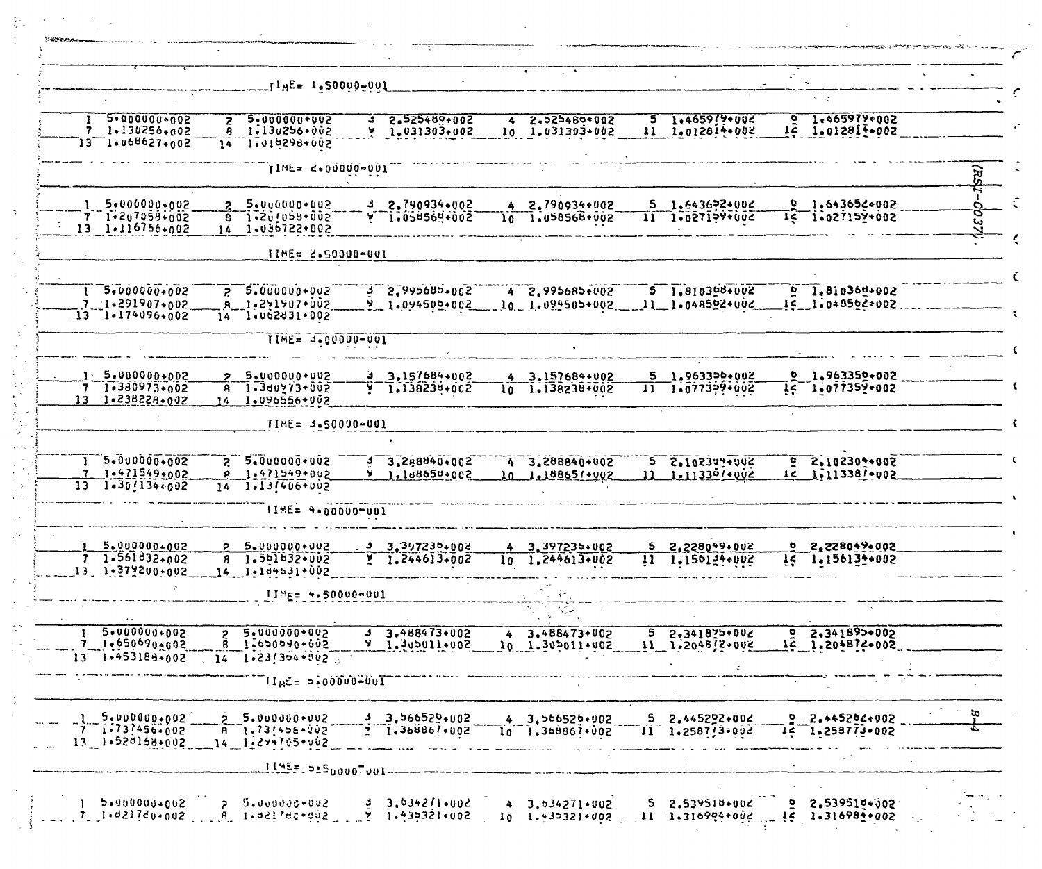TIME= 1.50000-001

| | | | | | | | | | | | |
|---|---|---|---|---|---|---|---|---|---|---|---|
| 1 | 5.000000+002 | 2 | 5.000000+002 | 3 | 2.525489+002 | 4 | 2.525489+002 | 5 | 1.465979+002 | 6 | 1.465979+002 |
| 7 | 1.130256+002 | 8 | 1.130256+002 | 9 | 1.031303+002 | 10 | 1.031303+002 | 11 | 1.012814+002 | 12 | 1.012814+002 |
| 13 | 1.068627+002 | 14 | 1.018298+002 | | | | | | | | |

TIME= 2.00000-001

| | | | | | | | | | | | |
|---|---|---|---|---|---|---|---|---|---|---|---|
| 1 | 5.000000+002 | 2 | 5.000000+002 | 3 | 2.790934+002 | 4 | 2.790934+002 | 5 | 1.643652+002 | 6 | 1.643652+002 |
| 7 | 1.207058+002 | 8 | 1.207058+002 | 9 | 1.058568+002 | 10 | 1.058568+002 | 11 | 1.027159+002 | 12 | 1.027159+002 |
| 13 | 1.116766+002 | 14 | 1.036722+002 | | | | | | | | |

TIME= 2.50000-001

| | | | | | | | | | | | |
|---|---|---|---|---|---|---|---|---|---|---|---|
| 1 | 5.000000+002 | 2 | 5.000000+002 | 3 | 2.995685+002 | 4 | 2.995685+002 | 5 | 1.810368+002 | 6 | 1.810368+002 |
| 7 | 1.291907+002 | 8 | 1.291907+002 | 9 | 1.094505+002 | 10 | 1.094505+002 | 11 | 1.048562+002 | 12 | 1.048562+002 |
| 13 | 1.174096+002 | 14 | 1.062831+002 | | | | | | | | |

TIME= 3.00000-001

| | | | | | | | | | | | |
|---|---|---|---|---|---|---|---|---|---|---|---|
| 1 | 5.000000+002 | 2 | 5.000000+002 | 3 | 3.157684+002 | 4 | 3.157684+002 | 5 | 1.963356+002 | 6 | 1.963356+002 |
| 7 | 1.380973+002 | 8 | 1.380973+002 | 9 | 1.138238+002 | 10 | 1.138238+002 | 11 | 1.077359+002 | 12 | 1.077359+002 |
| 13 | 1.238228+002 | 14 | 1.096556+002 | | | | | | | | |

TIME= 3.50000-001

| | | | | | | | | | | | |
|---|---|---|---|---|---|---|---|---|---|---|---|
| 1 | 5.000000+002 | 2 | 5.000000+002 | 3 | 3.288840+002 | 4 | 3.288840+002 | 5 | 2.102304+002 | 6 | 2.102304+002 |
| 7 | 1.471549+002 | 8 | 1.471549+002 | 9 | 1.188658+002 | 10 | 1.188657+002 | 11 | 1.113387+002 | 12 | 1.113387+002 |
| 13 | 1.307134+002 | 14 | 1.137406+002 | | | | | | | | |

TIME= 4.00000-001

| | | | | | | | | | | | |
|---|---|---|---|---|---|---|---|---|---|---|---|
| 1 | 5.000000+002 | 2 | 5.000000+002 | 3 | 3.397236+002 | 4 | 3.397236+002 | 5 | 2.228049+002 | 6 | 2.228049+002 |
| 7 | 1.561832+002 | 8 | 1.561832+002 | 9 | 1.244613+002 | 10 | 1.244613+002 | 11 | 1.156134+002 | 12 | 1.156134+002 |
| 13 | 1.379200+002 | 14 | 1.184631+002 | | | | | | | | |

TIME= 4.50000-001

| | | | | | | | | | | | |
|---|---|---|---|---|---|---|---|---|---|---|---|
| 1 | 5.000000+002 | 2 | 5.000000+002 | 3 | 3.488473+002 | 4 | 3.488473+002 | 5 | 2.341895+002 | 6 | 2.341895+002 |
| 7 | 1.650690+002 | 8 | 1.650690+002 | 9 | 1.305011+002 | 10 | 1.305011+002 | 11 | 1.204872+002 | 12 | 1.204872+002 |
| 13 | 1.453189+002 | 14 | 1.237364+002 | | | | | | | | |

TIME= 5.00000-001

| | | | | | | | | | | | |
|---|---|---|---|---|---|---|---|---|---|---|---|
| 1 | 5.000000+002 | 2 | 5.000000+002 | 3 | 3.566526+002 | 4 | 3.566526+002 | 5 | 2.445262+002 | 6 | 2.445262+002 |
| 7 | 1.737456+002 | 8 | 1.737456+002 | 9 | 1.368867+002 | 10 | 1.368867+002 | 11 | 1.258773+002 | 12 | 1.258773+002 |
| 13 | 1.528158+002 | 14 | 1.294705+002 | | | | | | | | |

TIME= 5.50000-001

| | | | | | | | | | | | |
|---|---|---|---|---|---|---|---|---|---|---|---|
| 1 | 5.000000+002 | 2 | 5.000000+002 | 3 | 3.634271+002 | 4 | 3.634271+002 | 5 | 2.539518+002 | 6 | 2.539518+002 |
| 7 | 1.821780+002 | 8 | 1.821780+002 | 9 | 1.435321+002 | 10 | 1.435321+002 | 11 | 1.316984+002 | 12 | 1.316984+002 |

(RSI-0037)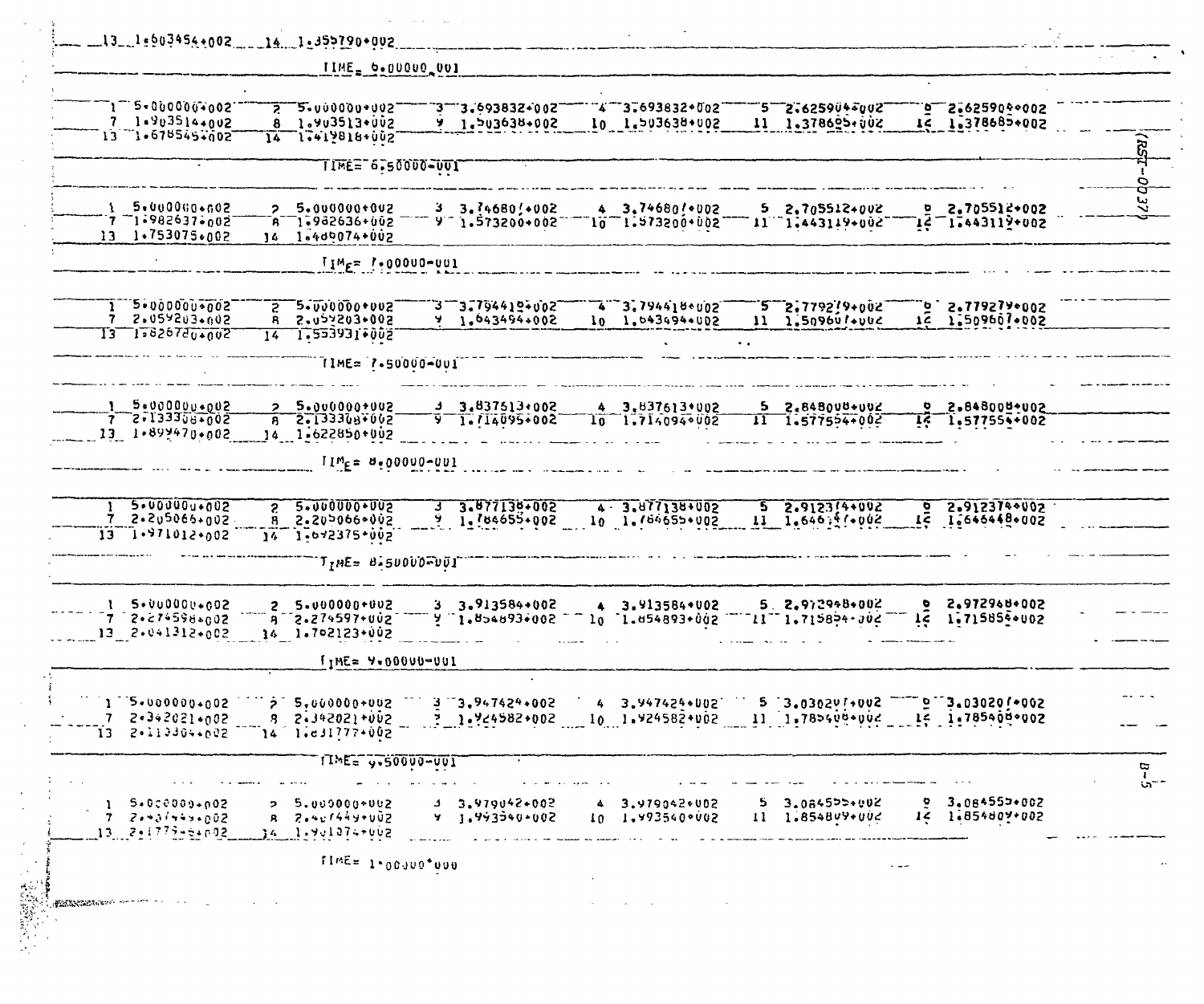13 1.603454+002 14 1.355790+002

TIME= 6.00000-001

```
 1 5.000000+002    2 5.000000+002    3 3.693832+002    4 3.693832+002    5 2.625904+002    6 2.625904+002
 7 1.903514+002    8 1.903513+002    9 1.503638+002   10 1.503638+002   11 1.378685+002   12 1.378685+002
13 1.678545+002   14 1.419818+002
```

TIME= 6.50000-001

```
 1 5.000000+002    2 5.000000+002    3 3.746807+002    4 3.746807+002    5 2.705512+002    6 2.705512+002
 7 1.982637+002    8 1.982636+002    9 1.573200+002   10 1.573200+002   11 1.443119+002   12 1.443119+002
13 1.753075+002   14 1.486074+002
```

TIME= 7.00000-001

```
 1 5.000000+002    2 5.000000+002    3 3.794418+002    4 3.794418+002    5 2.779279+002    6 2.779279+002
 7 2.059203+002    8 2.059203+002    9 1.643494+002   10 1.643494+002   11 1.509607+002   12 1.509607+002
13 1.826720+002   14 1.553931+002
```

TIME= 7.50000-001

```
 1 5.000000+002    2 5.000000+002    3 3.837613+002    4 3.837613+002    5 2.848008+002    6 2.848008+002
 7 2.133308+002    8 2.133308+002    9 1.714095+002   10 1.714094+002   11 1.577554+002   12 1.577554+002
13 1.899470+002   14 1.622850+002
```

TIME= 8.00000-001

```
 1 5.000000+002    2 5.000000+002    3 3.877138+002    4 3.877138+002    5 2.912374+002    6 2.912374+002
 7 2.205066+002    8 2.205066+002    9 1.784655+002   10 1.784655+002   11 1.646447+002   12 1.646448+002
13 1.971012+002   14 1.692375+002
```

TIME= 8.50000-001

```
 1 5.000000+002    2 5.000000+002    3 3.913584+002    4 3.913584+002    5 2.972948+002    6 2.972948+002
 7 2.274598+002    8 2.274597+002    9 1.854893+002   10 1.854893+002   11 1.715854+002   12 1.715854+002
13 2.041312+002   14 1.762123+002
```

TIME= 9.00000-001

```
 1 5.000000+002    2 5.000000+002    3 3.947424+002    4 3.947424+002    5 3.030207+002    6 3.030207+002
 7 2.342021+002    8 2.342021+002    9 1.924582+002   10 1.924582+002   11 1.785408+002   12 1.785408+002
13 2.113304+002   14 1.831777+002
```

TIME= 9.50000-001

```
 1 5.000000+002    2 5.000000+002    3 3.979042+002    4 3.979042+002    5 3.084555+002    6 3.084555+002
 7 2.407449+002    8 2.407449+002    9 1.993540+002   10 1.993540+002   11 1.854809+002   12 1.854809+002
13 2.177954+002   14 1.901074+002
```

TIME= 1.00000+000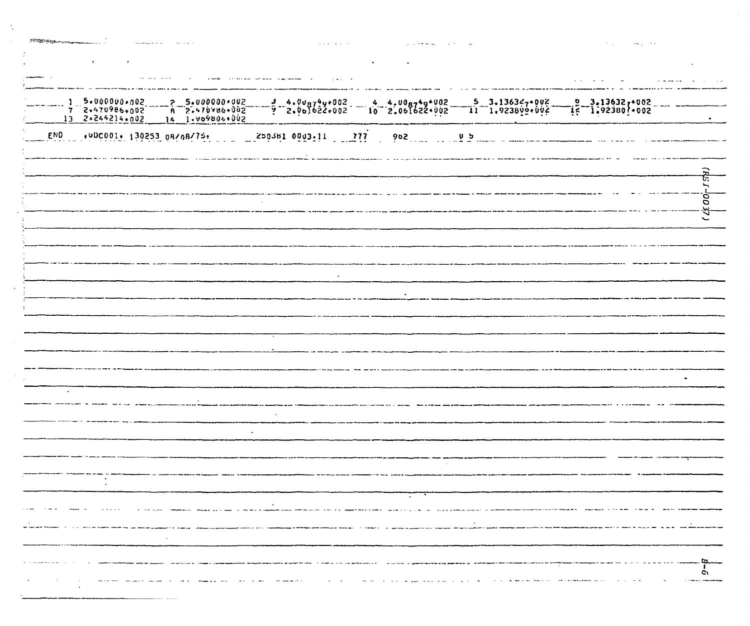```
 1  5.000000+002    2  5.000000+002    3  4.008749+002    4  4.008749+002    5  3.136327+002    6  3.136327+002
 7  2.470986+002    8  2.470986+002    9  2.061622+002   10  2.061622+002   11  1.923800+002   12  1.923807+002
13  2.244214+002   14  1.909804+002

END   ,GDC001, 130253 08/08/75,        250381 0003.11    777    962         0 5
```

(RSI-0037)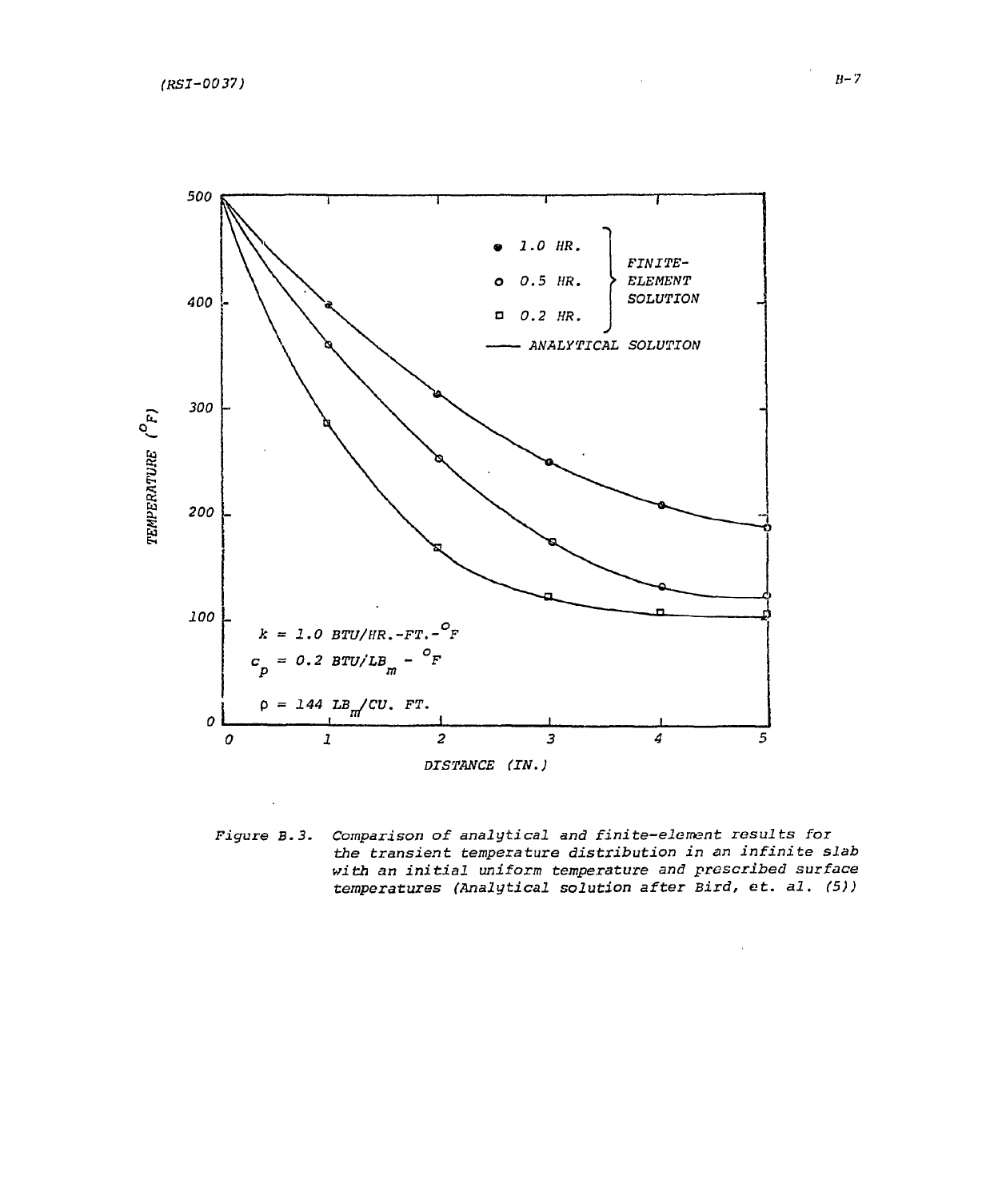500

400

300

200

100

0

TEMPERATURE ($^{O}$F)

0 1 2 3 4 5

DISTANCE (IN.)

1.0 HR.

0.5 HR.

0.2 HR.

FINITE-ELEMENT SOLUTION

ANALYTICAL SOLUTION

$k$ = 1.0 BTU/HR.-FT.-$^{O}$F

$c_p$ = 0.2 BTU/$LB_m$ - $^{O}$F

$\rho$ = 144 $LB_m$/CU. FT.

*Figure B.3. Comparison of analytical and finite-element results for the transient temperature distribution in an infinite slab with an initial uniform temperature and prescribed surface temperatures (Analytical solution after Bird, et. al. (5))*